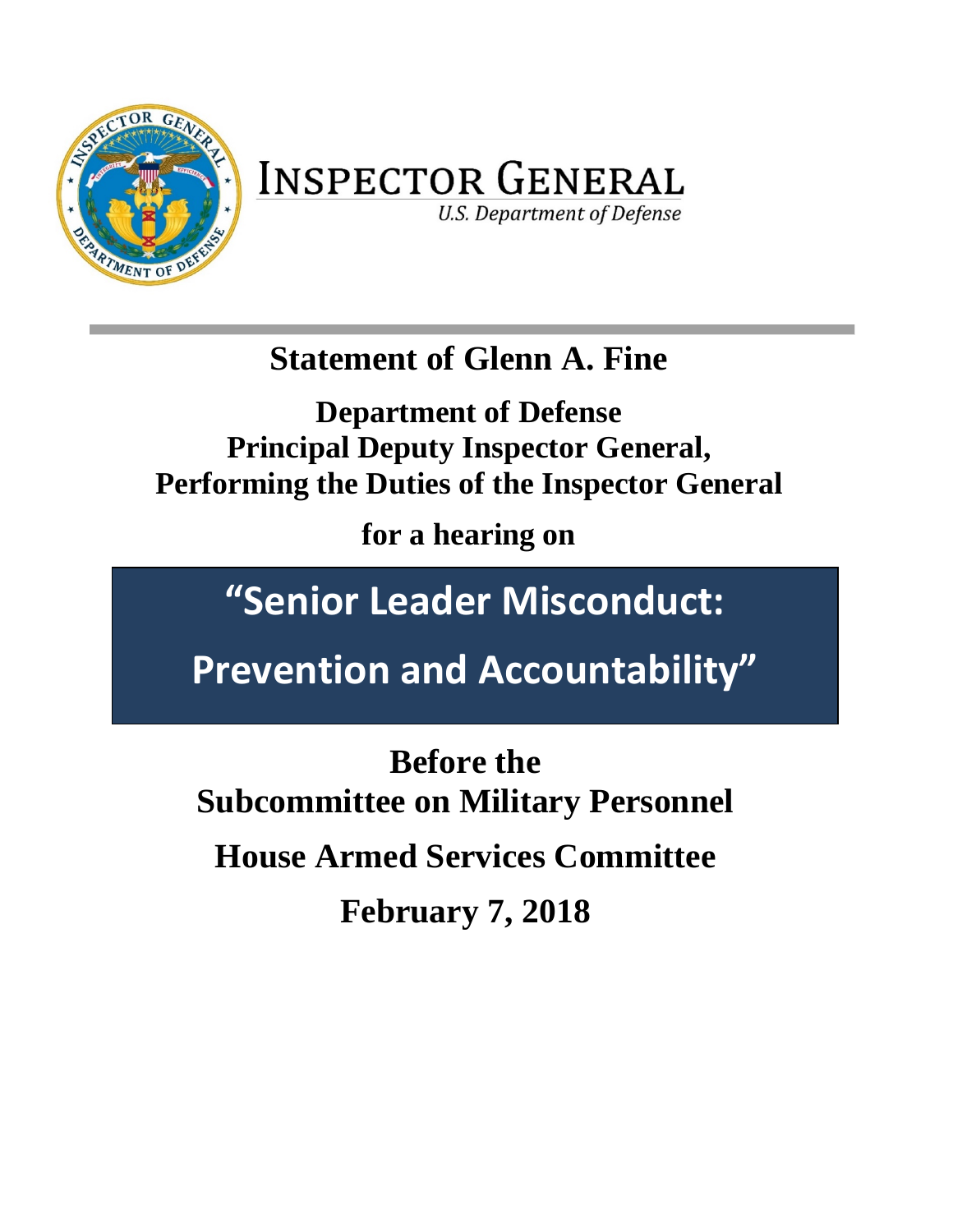INSPECTOR GENERAL

*U.S. Department of Defense*

# Statement of Glenn A. Fine

## Department of Defense
## Principal Deputy Inspector General,
## Performing the Duties of the Inspector General

**for a hearing on**

# "Senior Leader Misconduct: Prevention and Accountability"

## Before the
## Subcommittee on Military Personnel
## House Armed Services Committee
## February 7, 2018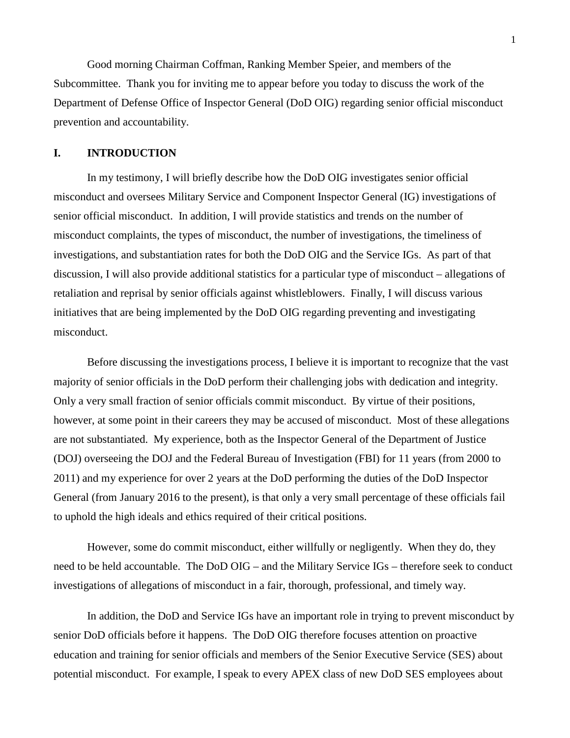Good morning Chairman Coffman, Ranking Member Speier, and members of the Subcommittee. Thank you for inviting me to appear before you today to discuss the work of the Department of Defense Office of Inspector General (DoD OIG) regarding senior official misconduct prevention and accountability.

## I. INTRODUCTION

In my testimony, I will briefly describe how the DoD OIG investigates senior official misconduct and oversees Military Service and Component Inspector General (IG) investigations of senior official misconduct. In addition, I will provide statistics and trends on the number of misconduct complaints, the types of misconduct, the number of investigations, the timeliness of investigations, and substantiation rates for both the DoD OIG and the Service IGs. As part of that discussion, I will also provide additional statistics for a particular type of misconduct – allegations of retaliation and reprisal by senior officials against whistleblowers. Finally, I will discuss various initiatives that are being implemented by the DoD OIG regarding preventing and investigating misconduct.

Before discussing the investigations process, I believe it is important to recognize that the vast majority of senior officials in the DoD perform their challenging jobs with dedication and integrity. Only a very small fraction of senior officials commit misconduct. By virtue of their positions, however, at some point in their careers they may be accused of misconduct. Most of these allegations are not substantiated. My experience, both as the Inspector General of the Department of Justice (DOJ) overseeing the DOJ and the Federal Bureau of Investigation (FBI) for 11 years (from 2000 to 2011) and my experience for over 2 years at the DoD performing the duties of the DoD Inspector General (from January 2016 to the present), is that only a very small percentage of these officials fail to uphold the high ideals and ethics required of their critical positions.

However, some do commit misconduct, either willfully or negligently. When they do, they need to be held accountable. The DoD OIG – and the Military Service IGs – therefore seek to conduct investigations of allegations of misconduct in a fair, thorough, professional, and timely way.

In addition, the DoD and Service IGs have an important role in trying to prevent misconduct by senior DoD officials before it happens. The DoD OIG therefore focuses attention on proactive education and training for senior officials and members of the Senior Executive Service (SES) about potential misconduct. For example, I speak to every APEX class of new DoD SES employees about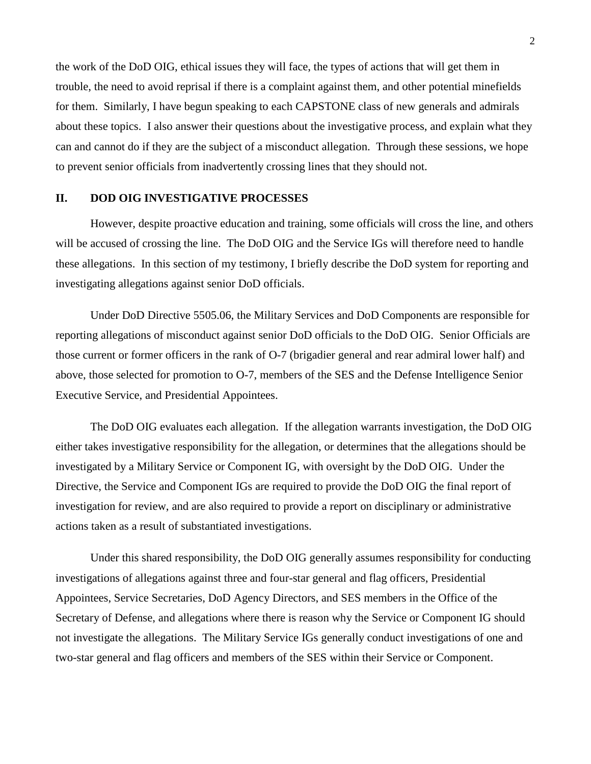the work of the DoD OIG, ethical issues they will face, the types of actions that will get them in trouble, the need to avoid reprisal if there is a complaint against them, and other potential minefields for them. Similarly, I have begun speaking to each CAPSTONE class of new generals and admirals about these topics. I also answer their questions about the investigative process, and explain what they can and cannot do if they are the subject of a misconduct allegation. Through these sessions, we hope to prevent senior officials from inadvertently crossing lines that they should not.

## II. DOD OIG INVESTIGATIVE PROCESSES

However, despite proactive education and training, some officials will cross the line, and others will be accused of crossing the line. The DoD OIG and the Service IGs will therefore need to handle these allegations. In this section of my testimony, I briefly describe the DoD system for reporting and investigating allegations against senior DoD officials.

Under DoD Directive 5505.06, the Military Services and DoD Components are responsible for reporting allegations of misconduct against senior DoD officials to the DoD OIG. Senior Officials are those current or former officers in the rank of O-7 (brigadier general and rear admiral lower half) and above, those selected for promotion to O-7, members of the SES and the Defense Intelligence Senior Executive Service, and Presidential Appointees.

The DoD OIG evaluates each allegation. If the allegation warrants investigation, the DoD OIG either takes investigative responsibility for the allegation, or determines that the allegations should be investigated by a Military Service or Component IG, with oversight by the DoD OIG. Under the Directive, the Service and Component IGs are required to provide the DoD OIG the final report of investigation for review, and are also required to provide a report on disciplinary or administrative actions taken as a result of substantiated investigations.

Under this shared responsibility, the DoD OIG generally assumes responsibility for conducting investigations of allegations against three and four-star general and flag officers, Presidential Appointees, Service Secretaries, DoD Agency Directors, and SES members in the Office of the Secretary of Defense, and allegations where there is reason why the Service or Component IG should not investigate the allegations. The Military Service IGs generally conduct investigations of one and two-star general and flag officers and members of the SES within their Service or Component.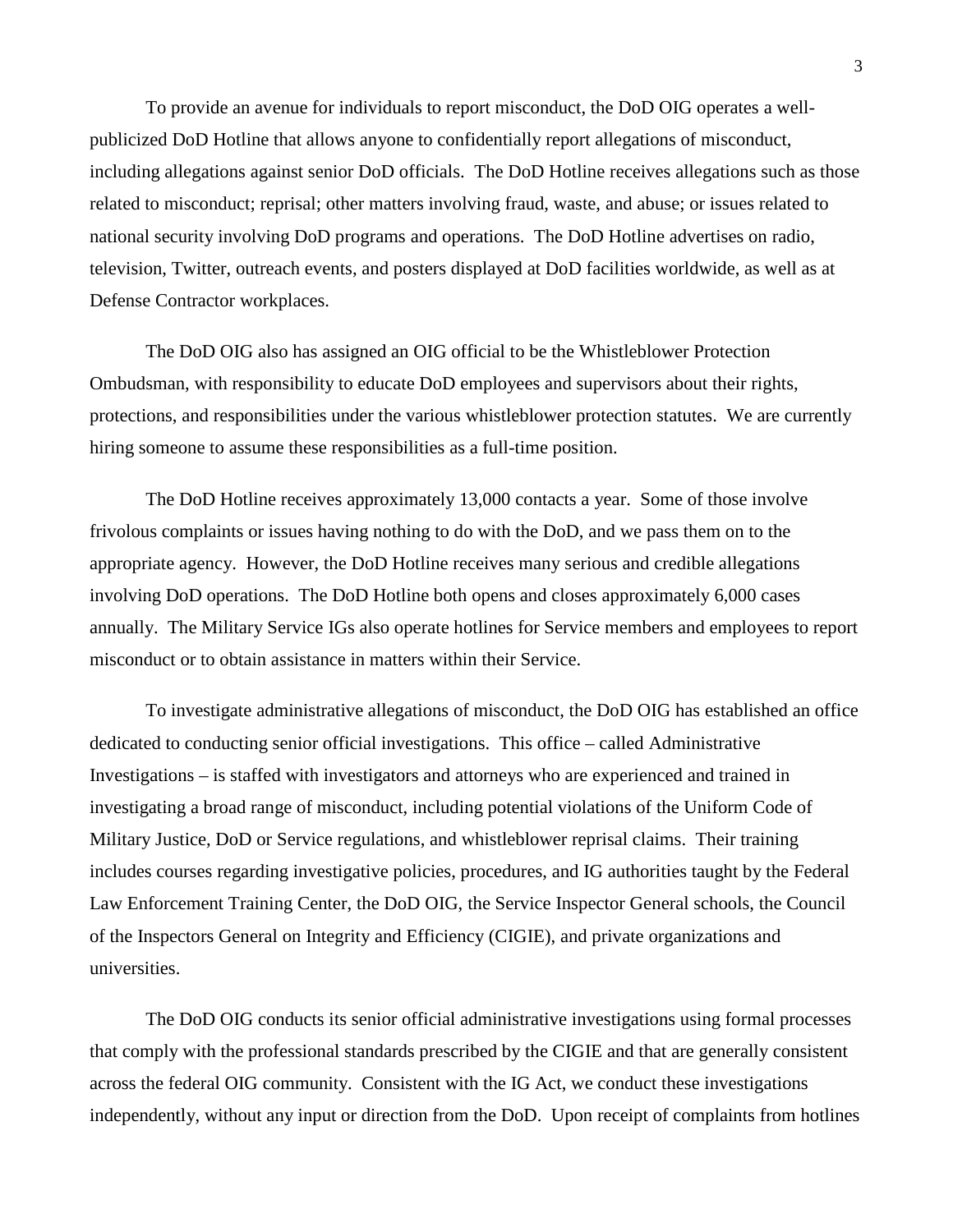To provide an avenue for individuals to report misconduct, the DoD OIG operates a well-publicized DoD Hotline that allows anyone to confidentially report allegations of misconduct, including allegations against senior DoD officials. The DoD Hotline receives allegations such as those related to misconduct; reprisal; other matters involving fraud, waste, and abuse; or issues related to national security involving DoD programs and operations. The DoD Hotline advertises on radio, television, Twitter, outreach events, and posters displayed at DoD facilities worldwide, as well as at Defense Contractor workplaces.

The DoD OIG also has assigned an OIG official to be the Whistleblower Protection Ombudsman, with responsibility to educate DoD employees and supervisors about their rights, protections, and responsibilities under the various whistleblower protection statutes. We are currently hiring someone to assume these responsibilities as a full-time position.

The DoD Hotline receives approximately 13,000 contacts a year. Some of those involve frivolous complaints or issues having nothing to do with the DoD, and we pass them on to the appropriate agency. However, the DoD Hotline receives many serious and credible allegations involving DoD operations. The DoD Hotline both opens and closes approximately 6,000 cases annually. The Military Service IGs also operate hotlines for Service members and employees to report misconduct or to obtain assistance in matters within their Service.

To investigate administrative allegations of misconduct, the DoD OIG has established an office dedicated to conducting senior official investigations. This office – called Administrative Investigations – is staffed with investigators and attorneys who are experienced and trained in investigating a broad range of misconduct, including potential violations of the Uniform Code of Military Justice, DoD or Service regulations, and whistleblower reprisal claims. Their training includes courses regarding investigative policies, procedures, and IG authorities taught by the Federal Law Enforcement Training Center, the DoD OIG, the Service Inspector General schools, the Council of the Inspectors General on Integrity and Efficiency (CIGIE), and private organizations and universities.

The DoD OIG conducts its senior official administrative investigations using formal processes that comply with the professional standards prescribed by the CIGIE and that are generally consistent across the federal OIG community. Consistent with the IG Act, we conduct these investigations independently, without any input or direction from the DoD. Upon receipt of complaints from hotlines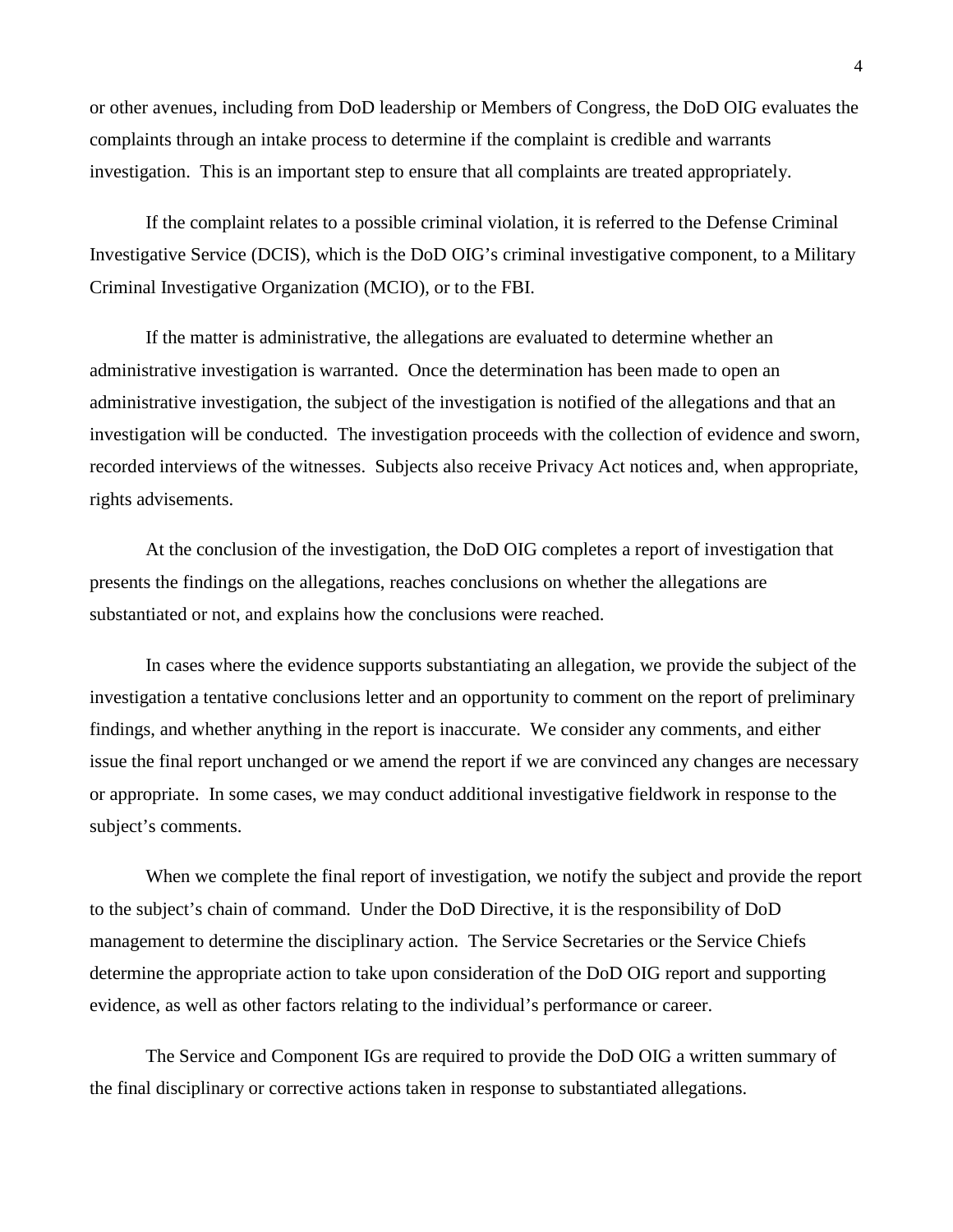or other avenues, including from DoD leadership or Members of Congress, the DoD OIG evaluates the complaints through an intake process to determine if the complaint is credible and warrants investigation. This is an important step to ensure that all complaints are treated appropriately.

If the complaint relates to a possible criminal violation, it is referred to the Defense Criminal Investigative Service (DCIS), which is the DoD OIG's criminal investigative component, to a Military Criminal Investigative Organization (MCIO), or to the FBI.

If the matter is administrative, the allegations are evaluated to determine whether an administrative investigation is warranted. Once the determination has been made to open an administrative investigation, the subject of the investigation is notified of the allegations and that an investigation will be conducted. The investigation proceeds with the collection of evidence and sworn, recorded interviews of the witnesses. Subjects also receive Privacy Act notices and, when appropriate, rights advisements.

At the conclusion of the investigation, the DoD OIG completes a report of investigation that presents the findings on the allegations, reaches conclusions on whether the allegations are substantiated or not, and explains how the conclusions were reached.

In cases where the evidence supports substantiating an allegation, we provide the subject of the investigation a tentative conclusions letter and an opportunity to comment on the report of preliminary findings, and whether anything in the report is inaccurate. We consider any comments, and either issue the final report unchanged or we amend the report if we are convinced any changes are necessary or appropriate. In some cases, we may conduct additional investigative fieldwork in response to the subject's comments.

When we complete the final report of investigation, we notify the subject and provide the report to the subject's chain of command. Under the DoD Directive, it is the responsibility of DoD management to determine the disciplinary action. The Service Secretaries or the Service Chiefs determine the appropriate action to take upon consideration of the DoD OIG report and supporting evidence, as well as other factors relating to the individual's performance or career.

The Service and Component IGs are required to provide the DoD OIG a written summary of the final disciplinary or corrective actions taken in response to substantiated allegations.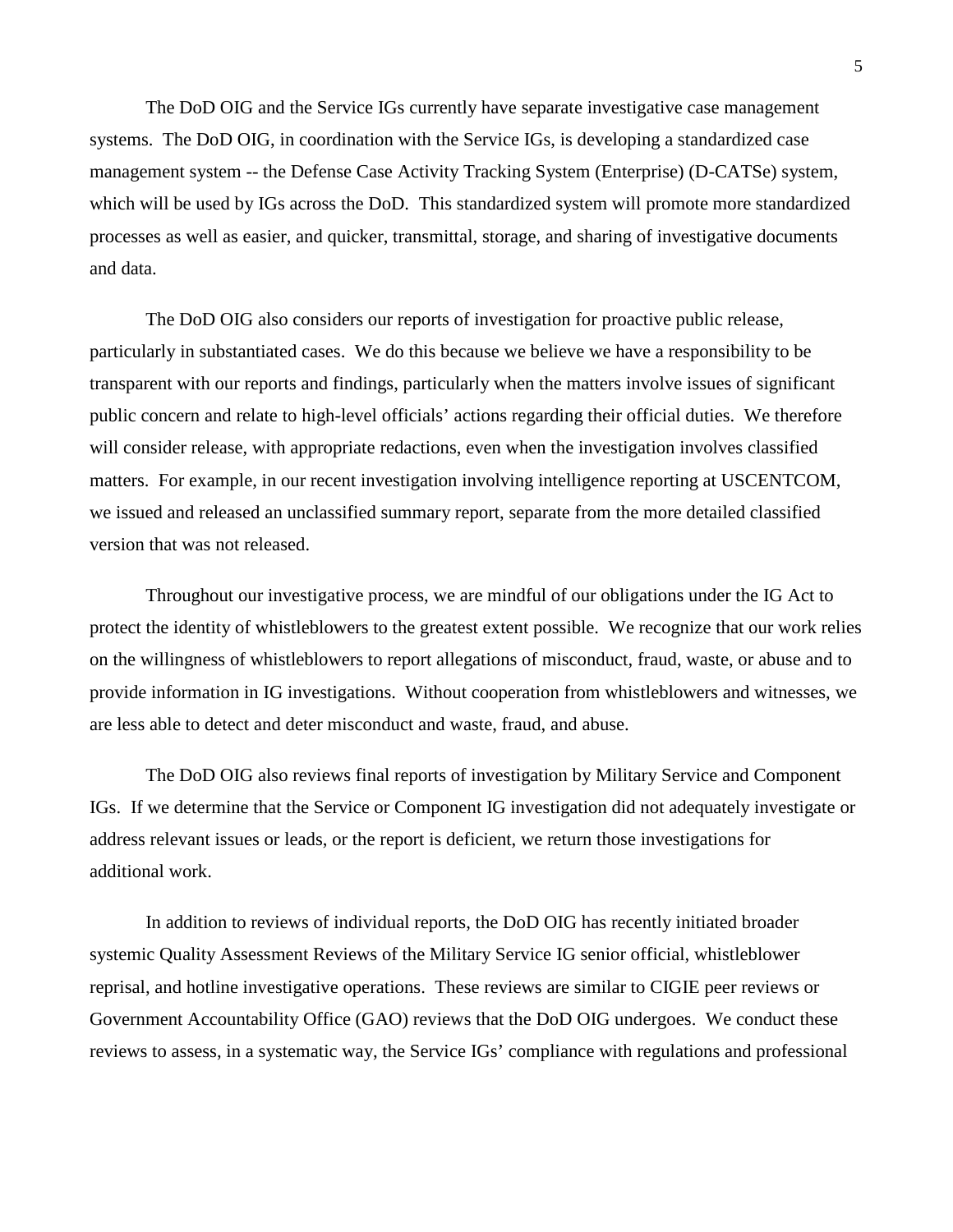The DoD OIG and the Service IGs currently have separate investigative case management systems. The DoD OIG, in coordination with the Service IGs, is developing a standardized case management system -- the Defense Case Activity Tracking System (Enterprise) (D-CATSe) system, which will be used by IGs across the DoD. This standardized system will promote more standardized processes as well as easier, and quicker, transmittal, storage, and sharing of investigative documents and data.

The DoD OIG also considers our reports of investigation for proactive public release, particularly in substantiated cases. We do this because we believe we have a responsibility to be transparent with our reports and findings, particularly when the matters involve issues of significant public concern and relate to high-level officials' actions regarding their official duties. We therefore will consider release, with appropriate redactions, even when the investigation involves classified matters. For example, in our recent investigation involving intelligence reporting at USCENTCOM, we issued and released an unclassified summary report, separate from the more detailed classified version that was not released.

Throughout our investigative process, we are mindful of our obligations under the IG Act to protect the identity of whistleblowers to the greatest extent possible. We recognize that our work relies on the willingness of whistleblowers to report allegations of misconduct, fraud, waste, or abuse and to provide information in IG investigations. Without cooperation from whistleblowers and witnesses, we are less able to detect and deter misconduct and waste, fraud, and abuse.

The DoD OIG also reviews final reports of investigation by Military Service and Component IGs. If we determine that the Service or Component IG investigation did not adequately investigate or address relevant issues or leads, or the report is deficient, we return those investigations for additional work.

In addition to reviews of individual reports, the DoD OIG has recently initiated broader systemic Quality Assessment Reviews of the Military Service IG senior official, whistleblower reprisal, and hotline investigative operations. These reviews are similar to CIGIE peer reviews or Government Accountability Office (GAO) reviews that the DoD OIG undergoes. We conduct these reviews to assess, in a systematic way, the Service IGs' compliance with regulations and professional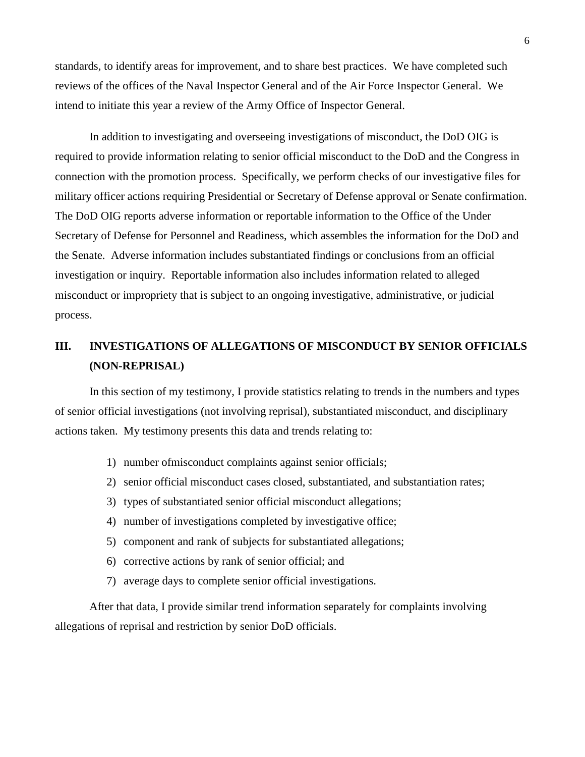standards, to identify areas for improvement, and to share best practices. We have completed such reviews of the offices of the Naval Inspector General and of the Air Force Inspector General. We intend to initiate this year a review of the Army Office of Inspector General.

In addition to investigating and overseeing investigations of misconduct, the DoD OIG is required to provide information relating to senior official misconduct to the DoD and the Congress in connection with the promotion process. Specifically, we perform checks of our investigative files for military officer actions requiring Presidential or Secretary of Defense approval or Senate confirmation. The DoD OIG reports adverse information or reportable information to the Office of the Under Secretary of Defense for Personnel and Readiness, which assembles the information for the DoD and the Senate. Adverse information includes substantiated findings or conclusions from an official investigation or inquiry. Reportable information also includes information related to alleged misconduct or impropriety that is subject to an ongoing investigative, administrative, or judicial process.

## III. INVESTIGATIONS OF ALLEGATIONS OF MISCONDUCT BY SENIOR OFFICIALS (NON-REPRISAL)

In this section of my testimony, I provide statistics relating to trends in the numbers and types of senior official investigations (not involving reprisal), substantiated misconduct, and disciplinary actions taken. My testimony presents this data and trends relating to:

1) number ofmisconduct complaints against senior officials;
2) senior official misconduct cases closed, substantiated, and substantiation rates;
3) types of substantiated senior official misconduct allegations;
4) number of investigations completed by investigative office;
5) component and rank of subjects for substantiated allegations;
6) corrective actions by rank of senior official; and
7) average days to complete senior official investigations.

After that data, I provide similar trend information separately for complaints involving allegations of reprisal and restriction by senior DoD officials.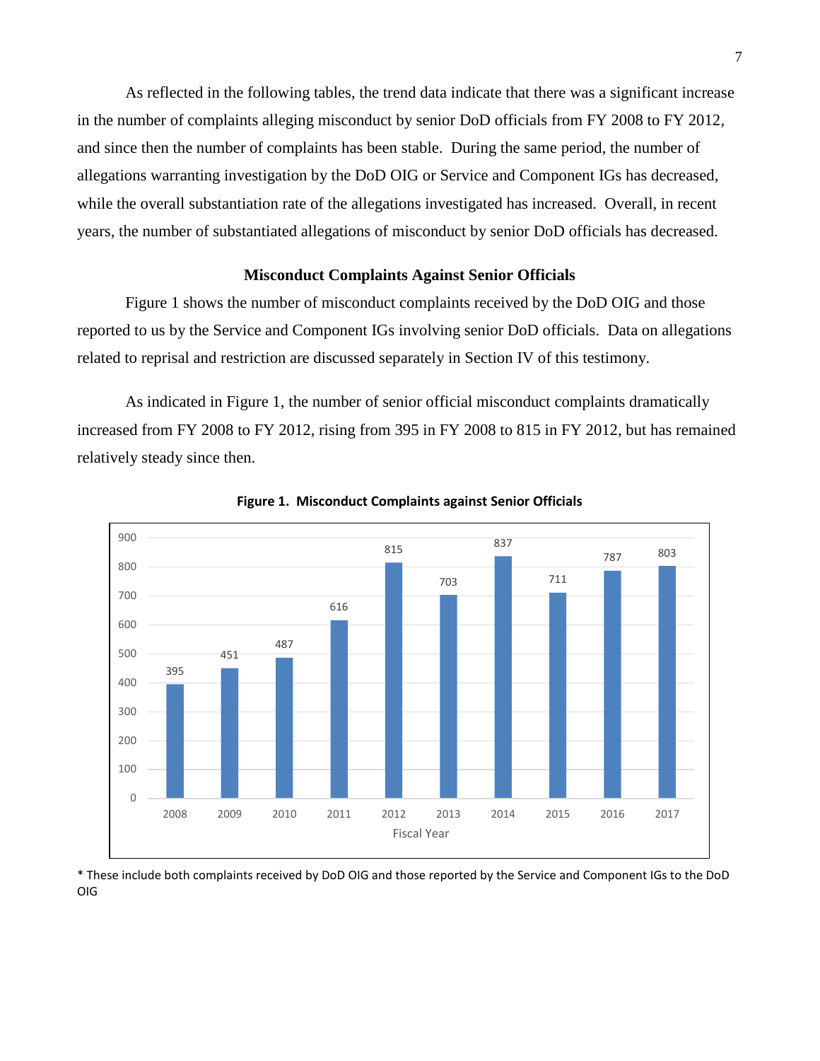As reflected in the following tables, the trend data indicate that there was a significant increase in the number of complaints alleging misconduct by senior DoD officials from FY 2008 to FY 2012, and since then the number of complaints has been stable. During the same period, the number of allegations warranting investigation by the DoD OIG or Service and Component IGs has decreased, while the overall substantiation rate of the allegations investigated has increased. Overall, in recent years, the number of substantiated allegations of misconduct by senior DoD officials has decreased.

### Misconduct Complaints Against Senior Officials

Figure 1 shows the number of misconduct complaints received by the DoD OIG and those reported to us by the Service and Component IGs involving senior DoD officials. Data on allegations related to reprisal and restriction are discussed separately in Section IV of this testimony.

As indicated in Figure 1, the number of senior official misconduct complaints dramatically increased from FY 2008 to FY 2012, rising from 395 in FY 2008 to 815 in FY 2012, but has remained relatively steady since then.

**Figure 1. Misconduct Complaints against Senior Officials**

| Fiscal Year | 2008 | 2009 | 2010 | 2011 | 2012 | 2013 | 2014 | 2015 | 2016 | 2017 |
|---|---|---|---|---|---|---|---|---|---|---|
| Complaints | 395 | 451 | 487 | 616 | 815 | 703 | 837 | 711 | 787 | 803 |

* These include both complaints received by DoD OIG and those reported by the Service and Component IGs to the DoD OIG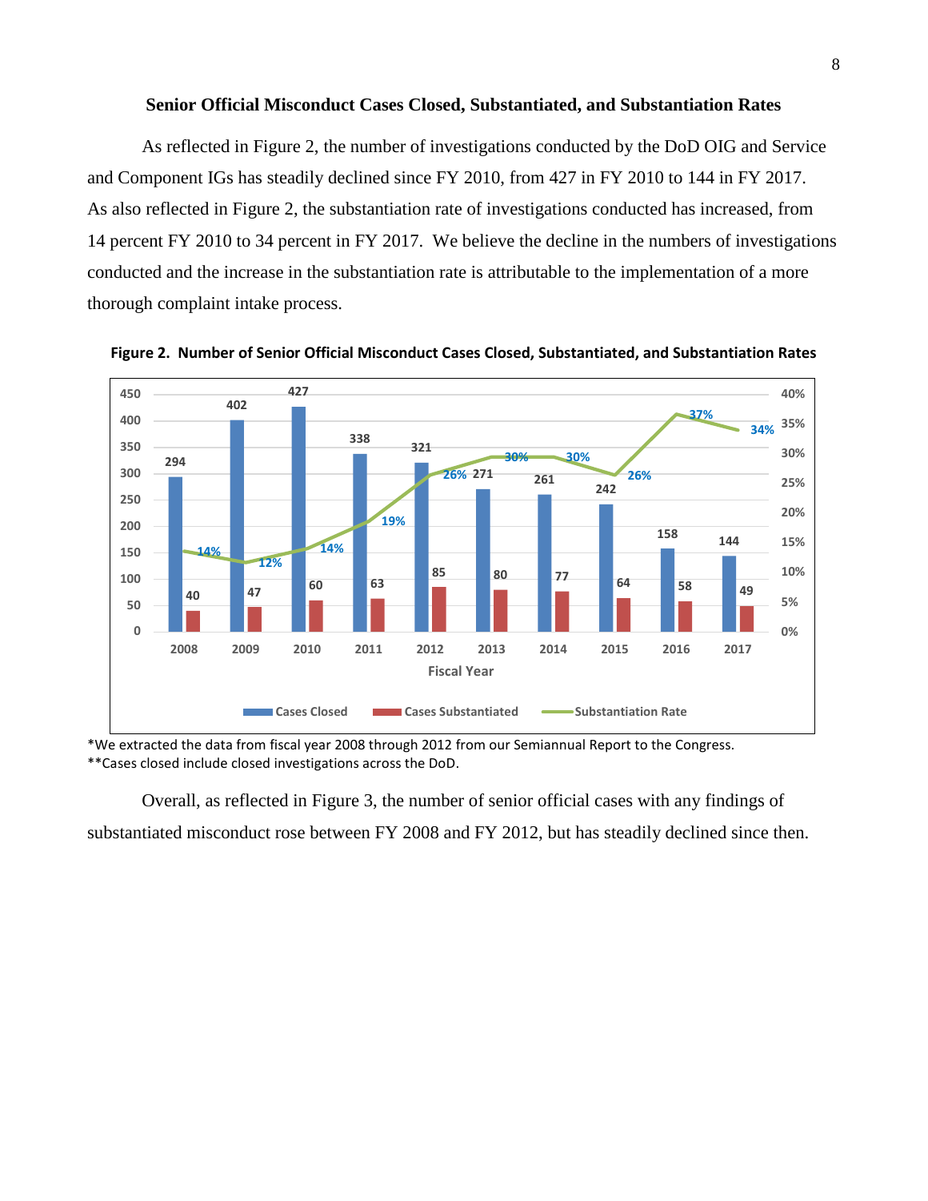**Senior Official Misconduct Cases Closed, Substantiated, and Substantiation Rates**

As reflected in Figure 2, the number of investigations conducted by the DoD OIG and Service and Component IGs has steadily declined since FY 2010, from 427 in FY 2010 to 144 in FY 2017. As also reflected in Figure 2, the substantiation rate of investigations conducted has increased, from 14 percent FY 2010 to 34 percent in FY 2017. We believe the decline in the numbers of investigations conducted and the increase in the substantiation rate is attributable to the implementation of a more thorough complaint intake process.

**Figure 2. Number of Senior Official Misconduct Cases Closed, Substantiated, and Substantiation Rates**

| Fiscal Year | Cases Closed | Cases Substantiated | Substantiation Rate |
|---|---|---|---|
| 2008 | 294 | 40 | 14% |
| 2009 | 402 | 47 | 12% |
| 2010 | 427 | 60 | 14% |
| 2011 | 338 | 63 | 19% |
| 2012 | 321 | 85 | 26% |
| 2013 | 271 | 80 | 30% |
| 2014 | 261 | 77 | 30% |
| 2015 | 242 | 64 | 26% |
| 2016 | 158 | 58 | 37% |
| 2017 | 144 | 49 | 34% |

*We extracted the data from fiscal year 2008 through 2012 from our Semiannual Report to the Congress.
**Cases closed include closed investigations across the DoD.

Overall, as reflected in Figure 3, the number of senior official cases with any findings of substantiated misconduct rose between FY 2008 and FY 2012, but has steadily declined since then.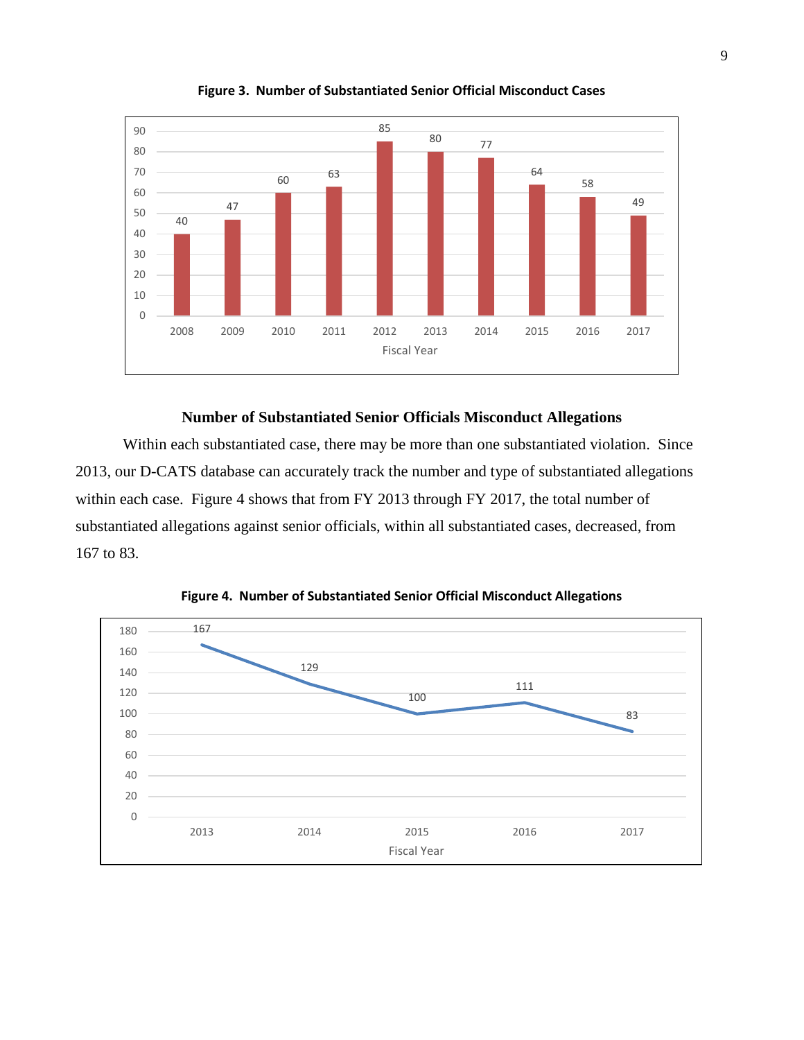**Figure 3. Number of Substantiated Senior Official Misconduct Cases**

| Fiscal Year | 2008 | 2009 | 2010 | 2011 | 2012 | 2013 | 2014 | 2015 | 2016 | 2017 |
|---|---|---|---|---|---|---|---|---|---|---|
| Cases | 40 | 47 | 60 | 63 | 85 | 80 | 77 | 64 | 58 | 49 |

## Number of Substantiated Senior Officials Misconduct Allegations

Within each substantiated case, there may be more than one substantiated violation. Since 2013, our D-CATS database can accurately track the number and type of substantiated allegations within each case. Figure 4 shows that from FY 2013 through FY 2017, the total number of substantiated allegations against senior officials, within all substantiated cases, decreased, from 167 to 83.

**Figure 4. Number of Substantiated Senior Official Misconduct Allegations**

| Fiscal Year | 2013 | 2014 | 2015 | 2016 | 2017 |
|---|---|---|---|---|---|
| Allegations | 167 | 129 | 100 | 111 | 83 |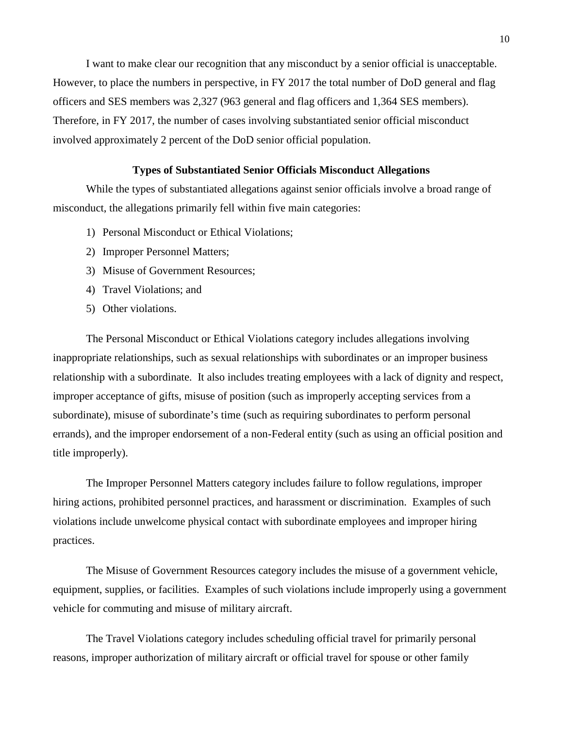I want to make clear our recognition that any misconduct by a senior official is unacceptable. However, to place the numbers in perspective, in FY 2017 the total number of DoD general and flag officers and SES members was 2,327 (963 general and flag officers and 1,364 SES members). Therefore, in FY 2017, the number of cases involving substantiated senior official misconduct involved approximately 2 percent of the DoD senior official population.

**Types of Substantiated Senior Officials Misconduct Allegations**

While the types of substantiated allegations against senior officials involve a broad range of misconduct, the allegations primarily fell within five main categories:

1) Personal Misconduct or Ethical Violations;
2) Improper Personnel Matters;
3) Misuse of Government Resources;
4) Travel Violations; and
5) Other violations.

The Personal Misconduct or Ethical Violations category includes allegations involving inappropriate relationships, such as sexual relationships with subordinates or an improper business relationship with a subordinate. It also includes treating employees with a lack of dignity and respect, improper acceptance of gifts, misuse of position (such as improperly accepting services from a subordinate), misuse of subordinate's time (such as requiring subordinates to perform personal errands), and the improper endorsement of a non-Federal entity (such as using an official position and title improperly).

The Improper Personnel Matters category includes failure to follow regulations, improper hiring actions, prohibited personnel practices, and harassment or discrimination. Examples of such violations include unwelcome physical contact with subordinate employees and improper hiring practices.

The Misuse of Government Resources category includes the misuse of a government vehicle, equipment, supplies, or facilities. Examples of such violations include improperly using a government vehicle for commuting and misuse of military aircraft.

The Travel Violations category includes scheduling official travel for primarily personal reasons, improper authorization of military aircraft or official travel for spouse or other family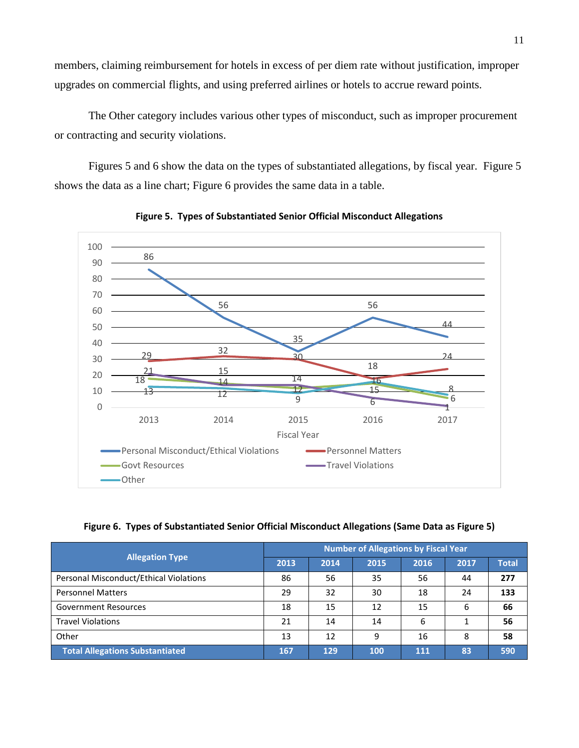members, claiming reimbursement for hotels in excess of per diem rate without justification, improper upgrades on commercial flights, and using preferred airlines or hotels to accrue reward points.

The Other category includes various other types of misconduct, such as improper procurement or contracting and security violations.

Figures 5 and 6 show the data on the types of substantiated allegations, by fiscal year. Figure 5 shows the data as a line chart; Figure 6 provides the same data in a table.

**Figure 5. Types of Substantiated Senior Official Misconduct Allegations**

**Figure 6. Types of Substantiated Senior Official Misconduct Allegations (Same Data as Figure 5)**

| Allegation Type | Number of Allegations by Fiscal Year | | | | | |
|---|---|---|---|---|---|---|
| | 2013 | 2014 | 2015 | 2016 | 2017 | Total |
| Personal Misconduct/Ethical Violations | 86 | 56 | 35 | 56 | 44 | **277** |
| Personnel Matters | 29 | 32 | 30 | 18 | 24 | **133** |
| Government Resources | 18 | 15 | 12 | 15 | 6 | **66** |
| Travel Violations | 21 | 14 | 14 | 6 | 1 | **56** |
| Other | 13 | 12 | 9 | 16 | 8 | **58** |
| **Total Allegations Substantiated** | **167** | **129** | **100** | **111** | **83** | **590** |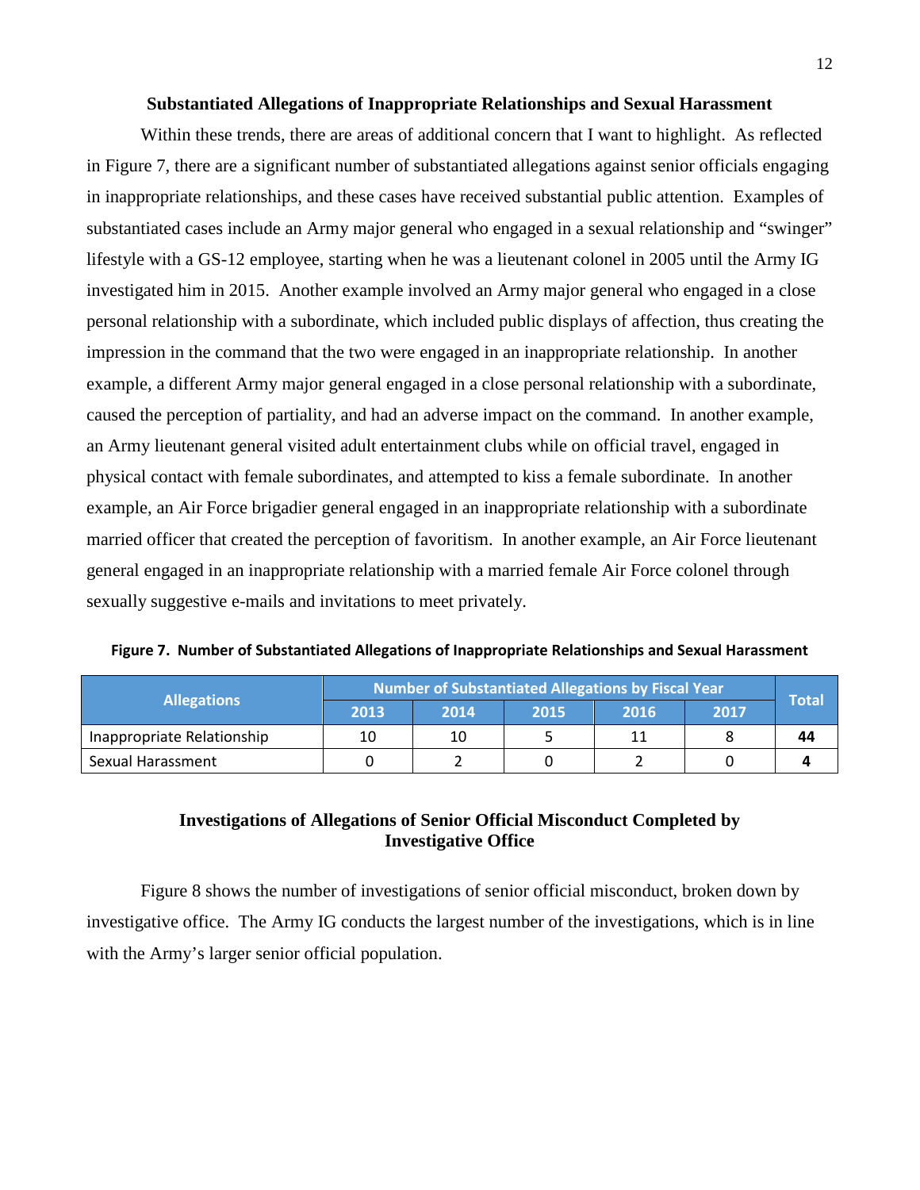### Substantiated Allegations of Inappropriate Relationships and Sexual Harassment

Within these trends, there are areas of additional concern that I want to highlight. As reflected in Figure 7, there are a significant number of substantiated allegations against senior officials engaging in inappropriate relationships, and these cases have received substantial public attention. Examples of substantiated cases include an Army major general who engaged in a sexual relationship and "swinger" lifestyle with a GS-12 employee, starting when he was a lieutenant colonel in 2005 until the Army IG investigated him in 2015. Another example involved an Army major general who engaged in a close personal relationship with a subordinate, which included public displays of affection, thus creating the impression in the command that the two were engaged in an inappropriate relationship. In another example, a different Army major general engaged in a close personal relationship with a subordinate, caused the perception of partiality, and had an adverse impact on the command. In another example, an Army lieutenant general visited adult entertainment clubs while on official travel, engaged in physical contact with female subordinates, and attempted to kiss a female subordinate. In another example, an Air Force brigadier general engaged in an inappropriate relationship with a subordinate married officer that created the perception of favoritism. In another example, an Air Force lieutenant general engaged in an inappropriate relationship with a married female Air Force colonel through sexually suggestive e-mails and invitations to meet privately.

**Figure 7. Number of Substantiated Allegations of Inappropriate Relationships and Sexual Harassment**

| Allegations | Number of Substantiated Allegations by Fiscal Year | | | | | Total |
|---|---|---|---|---|---|---|
| | 2013 | 2014 | 2015 | 2016 | 2017 | |
| Inappropriate Relationship | 10 | 10 | 5 | 11 | 8 | **44** |
| Sexual Harassment | 0 | 2 | 0 | 2 | 0 | **4** |

### Investigations of Allegations of Senior Official Misconduct Completed by Investigative Office

Figure 8 shows the number of investigations of senior official misconduct, broken down by investigative office. The Army IG conducts the largest number of the investigations, which is in line with the Army's larger senior official population.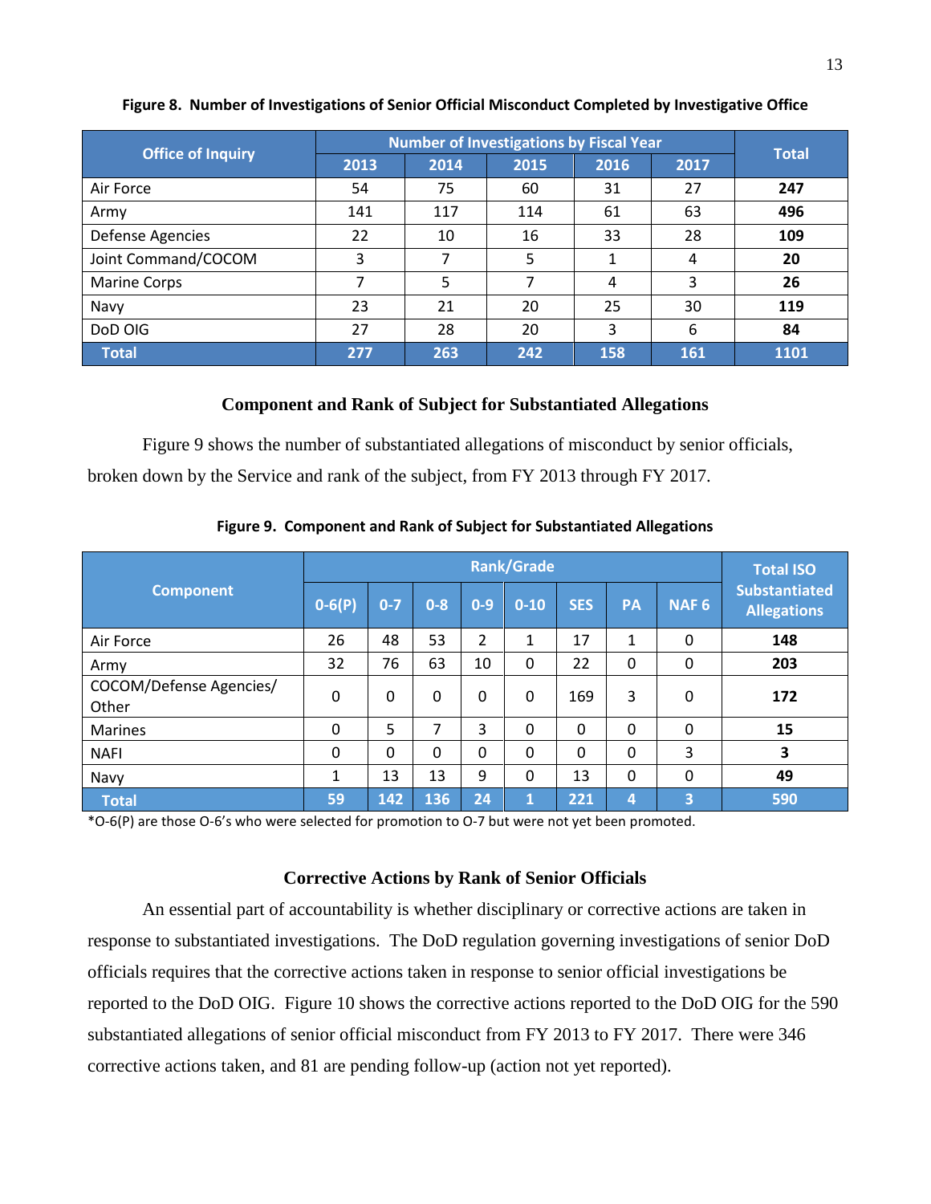**Figure 8. Number of Investigations of Senior Official Misconduct Completed by Investigative Office**

| Office of Inquiry | Number of Investigations by Fiscal Year | | | | | Total |
|---|---|---|---|---|---|---|
| | 2013 | 2014 | 2015 | 2016 | 2017 | |
| Air Force | 54 | 75 | 60 | 31 | 27 | **247** |
| Army | 141 | 117 | 114 | 61 | 63 | **496** |
| Defense Agencies | 22 | 10 | 16 | 33 | 28 | **109** |
| Joint Command/COCOM | 3 | 7 | 5 | 1 | 4 | **20** |
| Marine Corps | 7 | 5 | 7 | 4 | 3 | **26** |
| Navy | 23 | 21 | 20 | 25 | 30 | **119** |
| DoD OIG | 27 | 28 | 20 | 3 | 6 | **84** |
| **Total** | **277** | **263** | **242** | **158** | **161** | **1101** |

### Component and Rank of Subject for Substantiated Allegations

Figure 9 shows the number of substantiated allegations of misconduct by senior officials, broken down by the Service and rank of the subject, from FY 2013 through FY 2017.

**Figure 9. Component and Rank of Subject for Substantiated Allegations**

| Component | Rank/Grade | | | | | | | | Total ISO Substantiated Allegations |
|---|---|---|---|---|---|---|---|---|---|
| | 0-6(P) | 0-7 | 0-8 | 0-9 | 0-10 | SES | PA | NAF 6 | |
| Air Force | 26 | 48 | 53 | 2 | 1 | 17 | 1 | 0 | **148** |
| Army | 32 | 76 | 63 | 10 | 0 | 22 | 0 | 0 | **203** |
| COCOM/Defense Agencies/ Other | 0 | 0 | 0 | 0 | 0 | 169 | 3 | 0 | **172** |
| Marines | 0 | 5 | 7 | 3 | 0 | 0 | 0 | 0 | **15** |
| NAFI | 0 | 0 | 0 | 0 | 0 | 0 | 0 | 3 | **3** |
| Navy | 1 | 13 | 13 | 9 | 0 | 13 | 0 | 0 | **49** |
| **Total** | **59** | **142** | **136** | **24** | **1** | **221** | **4** | **3** | **590** |

*O-6(P) are those O-6's who were selected for promotion to O-7 but were not yet been promoted.

### Corrective Actions by Rank of Senior Officials

An essential part of accountability is whether disciplinary or corrective actions are taken in response to substantiated investigations. The DoD regulation governing investigations of senior DoD officials requires that the corrective actions taken in response to senior official investigations be reported to the DoD OIG. Figure 10 shows the corrective actions reported to the DoD OIG for the 590 substantiated allegations of senior official misconduct from FY 2013 to FY 2017. There were 346 corrective actions taken, and 81 are pending follow-up (action not yet reported).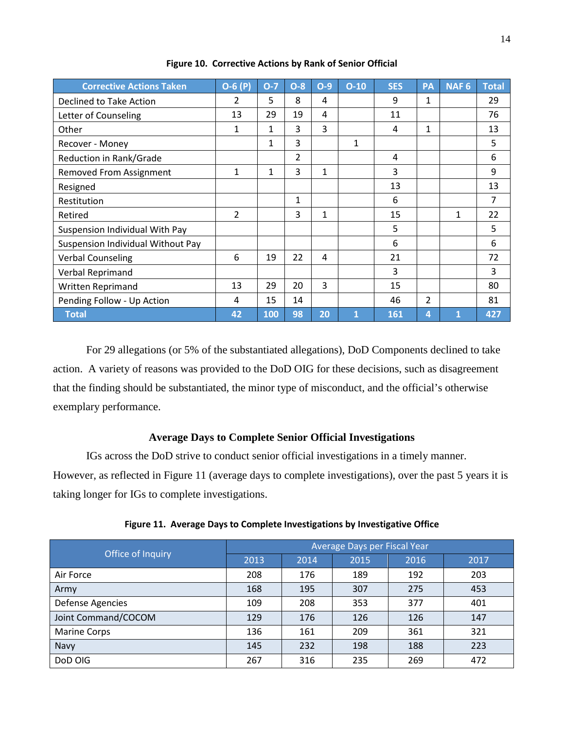**Figure 10. Corrective Actions by Rank of Senior Official**

| Corrective Actions Taken | O-6 (P) | O-7 | O-8 | O-9 | O-10 | SES | PA | NAF 6 | Total |
|---|---|---|---|---|---|---|---|---|---|
| Declined to Take Action | 2 | 5 | 8 | 4 | | 9 | 1 | | 29 |
| Letter of Counseling | 13 | 29 | 19 | 4 | | 11 | | | 76 |
| Other | 1 | 1 | 3 | 3 | | 4 | 1 | | 13 |
| Recover - Money | | 1 | 3 | | 1 | | | | 5 |
| Reduction in Rank/Grade | | | 2 | | | 4 | | | 6 |
| Removed From Assignment | 1 | 1 | 3 | 1 | | 3 | | | 9 |
| Resigned | | | | | | 13 | | | 13 |
| Restitution | | | 1 | | | 6 | | | 7 |
| Retired | 2 | | 3 | 1 | | 15 | | 1 | 22 |
| Suspension Individual With Pay | | | | | | 5 | | | 5 |
| Suspension Individual Without Pay | | | | | | 6 | | | 6 |
| Verbal Counseling | 6 | 19 | 22 | 4 | | 21 | | | 72 |
| Verbal Reprimand | | | | | | 3 | | | 3 |
| Written Reprimand | 13 | 29 | 20 | 3 | | 15 | | | 80 |
| Pending Follow - Up Action | 4 | 15 | 14 | | | 46 | 2 | | 81 |
| **Total** | **42** | **100** | **98** | **20** | **1** | **161** | **4** | **1** | **427** |

For 29 allegations (or 5% of the substantiated allegations), DoD Components declined to take action. A variety of reasons was provided to the DoD OIG for these decisions, such as disagreement that the finding should be substantiated, the minor type of misconduct, and the official's otherwise exemplary performance.

### Average Days to Complete Senior Official Investigations

IGs across the DoD strive to conduct senior official investigations in a timely manner. However, as reflected in Figure 11 (average days to complete investigations), over the past 5 years it is taking longer for IGs to complete investigations.

**Figure 11. Average Days to Complete Investigations by Investigative Office**

| Office of Inquiry | Average Days per Fiscal Year | | | | |
|---|---|---|---|---|---|
| | 2013 | 2014 | 2015 | 2016 | 2017 |
| Air Force | 208 | 176 | 189 | 192 | 203 |
| Army | 168 | 195 | 307 | 275 | 453 |
| Defense Agencies | 109 | 208 | 353 | 377 | 401 |
| Joint Command/COCOM | 129 | 176 | 126 | 126 | 147 |
| Marine Corps | 136 | 161 | 209 | 361 | 321 |
| Navy | 145 | 232 | 198 | 188 | 223 |
| DoD OIG | 267 | 316 | 235 | 269 | 472 |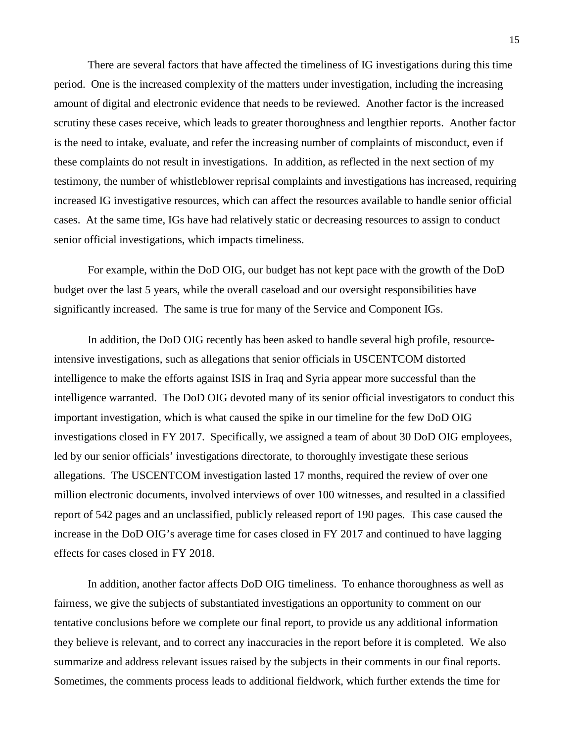There are several factors that have affected the timeliness of IG investigations during this time period. One is the increased complexity of the matters under investigation, including the increasing amount of digital and electronic evidence that needs to be reviewed. Another factor is the increased scrutiny these cases receive, which leads to greater thoroughness and lengthier reports. Another factor is the need to intake, evaluate, and refer the increasing number of complaints of misconduct, even if these complaints do not result in investigations. In addition, as reflected in the next section of my testimony, the number of whistleblower reprisal complaints and investigations has increased, requiring increased IG investigative resources, which can affect the resources available to handle senior official cases. At the same time, IGs have had relatively static or decreasing resources to assign to conduct senior official investigations, which impacts timeliness.

For example, within the DoD OIG, our budget has not kept pace with the growth of the DoD budget over the last 5 years, while the overall caseload and our oversight responsibilities have significantly increased. The same is true for many of the Service and Component IGs.

In addition, the DoD OIG recently has been asked to handle several high profile, resource-intensive investigations, such as allegations that senior officials in USCENTCOM distorted intelligence to make the efforts against ISIS in Iraq and Syria appear more successful than the intelligence warranted. The DoD OIG devoted many of its senior official investigators to conduct this important investigation, which is what caused the spike in our timeline for the few DoD OIG investigations closed in FY 2017. Specifically, we assigned a team of about 30 DoD OIG employees, led by our senior officials' investigations directorate, to thoroughly investigate these serious allegations. The USCENTCOM investigation lasted 17 months, required the review of over one million electronic documents, involved interviews of over 100 witnesses, and resulted in a classified report of 542 pages and an unclassified, publicly released report of 190 pages. This case caused the increase in the DoD OIG's average time for cases closed in FY 2017 and continued to have lagging effects for cases closed in FY 2018.

In addition, another factor affects DoD OIG timeliness. To enhance thoroughness as well as fairness, we give the subjects of substantiated investigations an opportunity to comment on our tentative conclusions before we complete our final report, to provide us any additional information they believe is relevant, and to correct any inaccuracies in the report before it is completed. We also summarize and address relevant issues raised by the subjects in their comments in our final reports. Sometimes, the comments process leads to additional fieldwork, which further extends the time for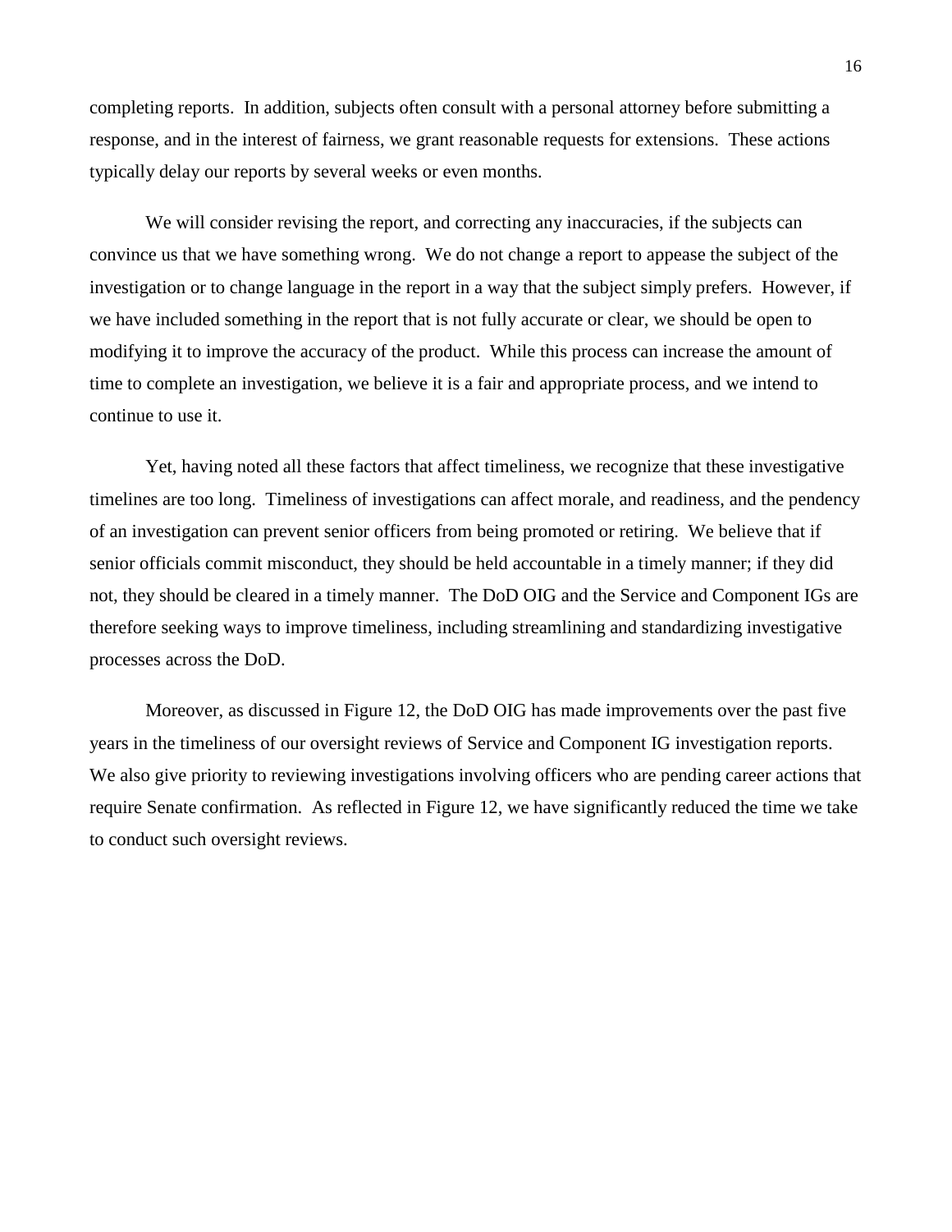completing reports. In addition, subjects often consult with a personal attorney before submitting a response, and in the interest of fairness, we grant reasonable requests for extensions. These actions typically delay our reports by several weeks or even months.

We will consider revising the report, and correcting any inaccuracies, if the subjects can convince us that we have something wrong. We do not change a report to appease the subject of the investigation or to change language in the report in a way that the subject simply prefers. However, if we have included something in the report that is not fully accurate or clear, we should be open to modifying it to improve the accuracy of the product. While this process can increase the amount of time to complete an investigation, we believe it is a fair and appropriate process, and we intend to continue to use it.

Yet, having noted all these factors that affect timeliness, we recognize that these investigative timelines are too long. Timeliness of investigations can affect morale, and readiness, and the pendency of an investigation can prevent senior officers from being promoted or retiring. We believe that if senior officials commit misconduct, they should be held accountable in a timely manner; if they did not, they should be cleared in a timely manner. The DoD OIG and the Service and Component IGs are therefore seeking ways to improve timeliness, including streamlining and standardizing investigative processes across the DoD.

Moreover, as discussed in Figure 12, the DoD OIG has made improvements over the past five years in the timeliness of our oversight reviews of Service and Component IG investigation reports. We also give priority to reviewing investigations involving officers who are pending career actions that require Senate confirmation. As reflected in Figure 12, we have significantly reduced the time we take to conduct such oversight reviews.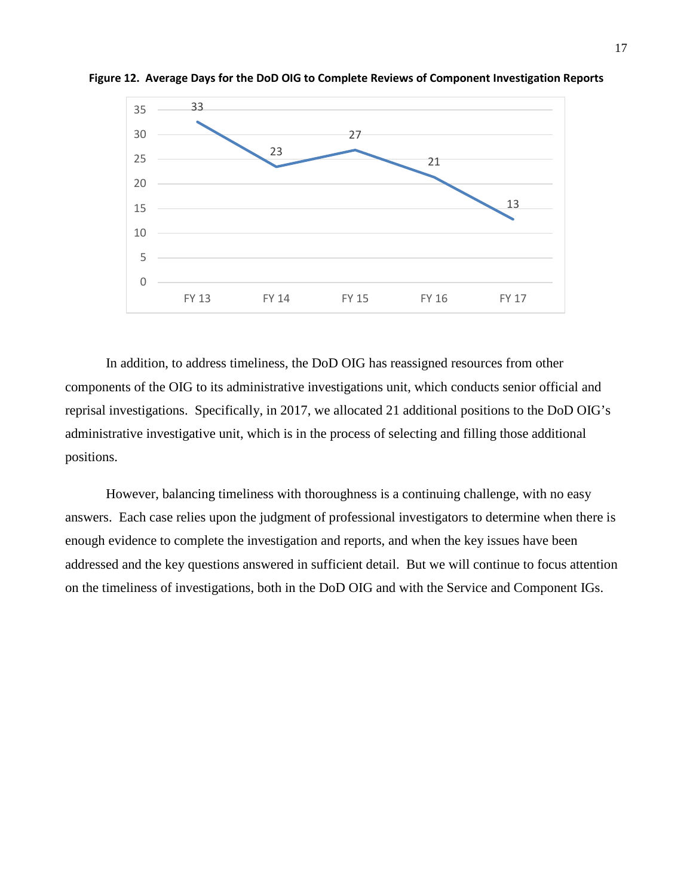**Figure 12. Average Days for the DoD OIG to Complete Reviews of Component Investigation Reports**

| FY 13 | FY 14 | FY 15 | FY 16 | FY 17 |
|---|---|---|---|---|
| 33 | 23 | 27 | 21 | 13 |

In addition, to address timeliness, the DoD OIG has reassigned resources from other components of the OIG to its administrative investigations unit, which conducts senior official and reprisal investigations. Specifically, in 2017, we allocated 21 additional positions to the DoD OIG's administrative investigative unit, which is in the process of selecting and filling those additional positions.

However, balancing timeliness with thoroughness is a continuing challenge, with no easy answers. Each case relies upon the judgment of professional investigators to determine when there is enough evidence to complete the investigation and reports, and when the key issues have been addressed and the key questions answered in sufficient detail. But we will continue to focus attention on the timeliness of investigations, both in the DoD OIG and with the Service and Component IGs.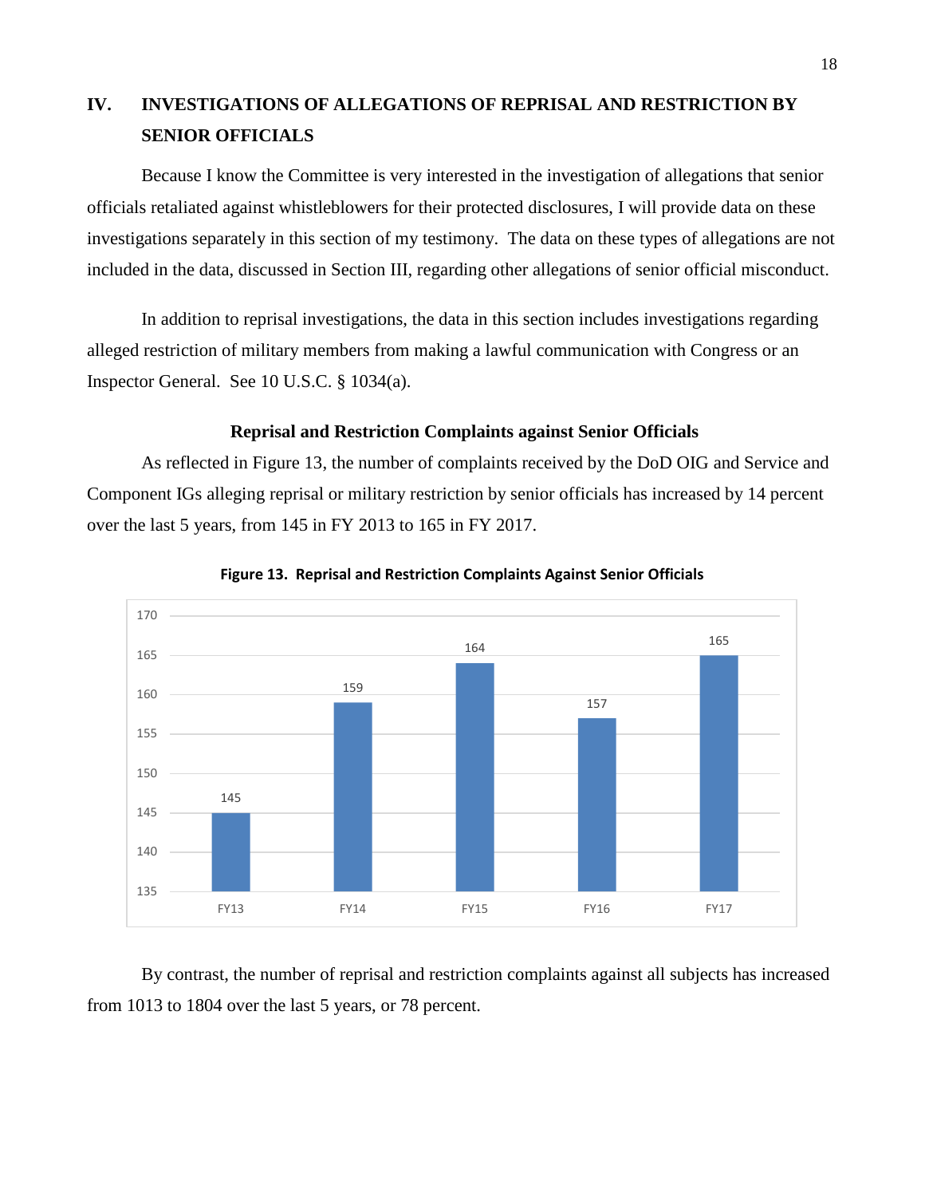## IV. INVESTIGATIONS OF ALLEGATIONS OF REPRISAL AND RESTRICTION BY SENIOR OFFICIALS

Because I know the Committee is very interested in the investigation of allegations that senior officials retaliated against whistleblowers for their protected disclosures, I will provide data on these investigations separately in this section of my testimony. The data on these types of allegations are not included in the data, discussed in Section III, regarding other allegations of senior official misconduct.

In addition to reprisal investigations, the data in this section includes investigations regarding alleged restriction of military members from making a lawful communication with Congress or an Inspector General. See 10 U.S.C. § 1034(a).

### Reprisal and Restriction Complaints against Senior Officials

As reflected in Figure 13, the number of complaints received by the DoD OIG and Service and Component IGs alleging reprisal or military restriction by senior officials has increased by 14 percent over the last 5 years, from 145 in FY 2013 to 165 in FY 2017.

**Figure 13. Reprisal and Restriction Complaints Against Senior Officials**

| FY13 | FY14 | FY15 | FY16 | FY17 |
|---|---|---|---|---|
| 145 | 159 | 164 | 157 | 165 |

By contrast, the number of reprisal and restriction complaints against all subjects has increased from 1013 to 1804 over the last 5 years, or 78 percent.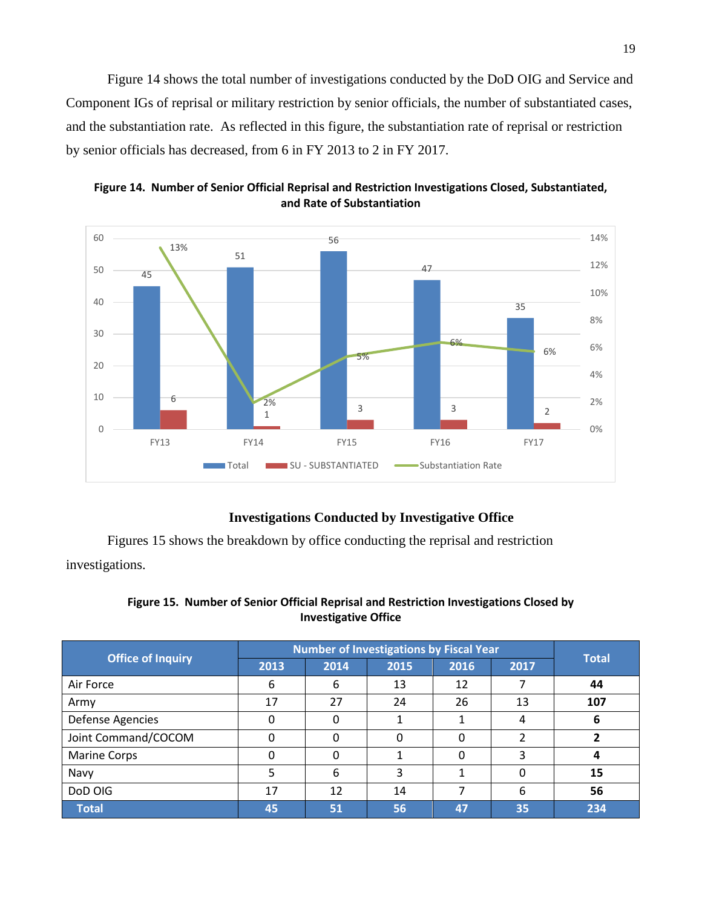Figure 14 shows the total number of investigations conducted by the DoD OIG and Service and Component IGs of reprisal or military restriction by senior officials, the number of substantiated cases, and the substantiation rate. As reflected in this figure, the substantiation rate of reprisal or restriction by senior officials has decreased, from 6 in FY 2013 to 2 in FY 2017.

**Figure 14. Number of Senior Official Reprisal and Restriction Investigations Closed, Substantiated, and Rate of Substantiation**

| | FY13 | FY14 | FY15 | FY16 | FY17 |
|---|---|---|---|---|---|
| Total | 45 | 51 | 56 | 47 | 35 |
| SU - SUBSTANTIATED | 6 | 1 | 3 | 3 | 2 |
| Substantiation Rate | 13% | 2% | 5% | 6% | 6% |

### Investigations Conducted by Investigative Office

Figures 15 shows the breakdown by office conducting the reprisal and restriction investigations.

**Figure 15. Number of Senior Official Reprisal and Restriction Investigations Closed by Investigative Office**

| Office of Inquiry | Number of Investigations by Fiscal Year | | | | | Total |
|---|---|---|---|---|---|---|
| | 2013 | 2014 | 2015 | 2016 | 2017 | |
| Air Force | 6 | 6 | 13 | 12 | 7 | **44** |
| Army | 17 | 27 | 24 | 26 | 13 | **107** |
| Defense Agencies | 0 | 0 | 1 | 1 | 4 | **6** |
| Joint Command/COCOM | 0 | 0 | 0 | 0 | 2 | **2** |
| Marine Corps | 0 | 0 | 1 | 0 | 3 | **4** |
| Navy | 5 | 6 | 3 | 1 | 0 | **15** |
| DoD OIG | 17 | 12 | 14 | 7 | 6 | **56** |
| **Total** | **45** | **51** | **56** | **47** | **35** | **234** |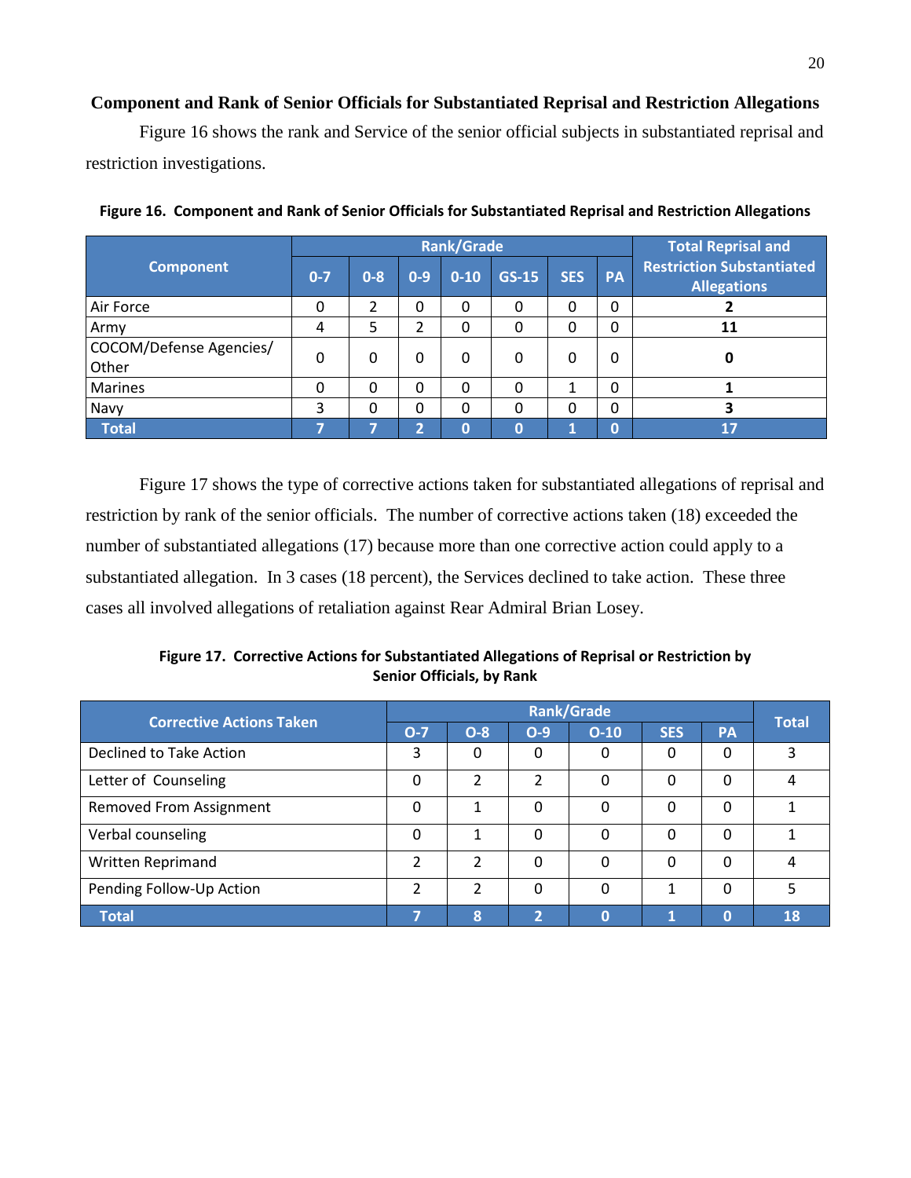**Component and Rank of Senior Officials for Substantiated Reprisal and Restriction Allegations**

Figure 16 shows the rank and Service of the senior official subjects in substantiated reprisal and restriction investigations.

**Figure 16. Component and Rank of Senior Officials for Substantiated Reprisal and Restriction Allegations**

| Component | Rank/Grade | | | | | | | Total Reprisal and Restriction Substantiated Allegations |
|---|---|---|---|---|---|---|---|---|
| | 0-7 | 0-8 | 0-9 | 0-10 | GS-15 | SES | PA | |
| Air Force | 0 | 2 | 0 | 0 | 0 | 0 | 0 | **2** |
| Army | 4 | 5 | 2 | 0 | 0 | 0 | 0 | **11** |
| COCOM/Defense Agencies/ Other | 0 | 0 | 0 | 0 | 0 | 0 | 0 | **0** |
| Marines | 0 | 0 | 0 | 0 | 0 | 1 | 0 | **1** |
| Navy | 3 | 0 | 0 | 0 | 0 | 0 | 0 | **3** |
| **Total** | **7** | **7** | **2** | **0** | **0** | **1** | **0** | **17** |

Figure 17 shows the type of corrective actions taken for substantiated allegations of reprisal and restriction by rank of the senior officials. The number of corrective actions taken (18) exceeded the number of substantiated allegations (17) because more than one corrective action could apply to a substantiated allegation. In 3 cases (18 percent), the Services declined to take action. These three cases all involved allegations of retaliation against Rear Admiral Brian Losey.

**Figure 17. Corrective Actions for Substantiated Allegations of Reprisal or Restriction by Senior Officials, by Rank**

| Corrective Actions Taken | Rank/Grade | | | | | | Total |
|---|---|---|---|---|---|---|---|
| | O-7 | O-8 | O-9 | O-10 | SES | PA | |
| Declined to Take Action | 3 | 0 | 0 | 0 | 0 | 0 | 3 |
| Letter of Counseling | 0 | 2 | 2 | 0 | 0 | 0 | 4 |
| Removed From Assignment | 0 | 1 | 0 | 0 | 0 | 0 | 1 |
| Verbal counseling | 0 | 1 | 0 | 0 | 0 | 0 | 1 |
| Written Reprimand | 2 | 2 | 0 | 0 | 0 | 0 | 4 |
| Pending Follow-Up Action | 2 | 2 | 0 | 0 | 1 | 0 | 5 |
| **Total** | **7** | **8** | **2** | **0** | **1** | **0** | **18** |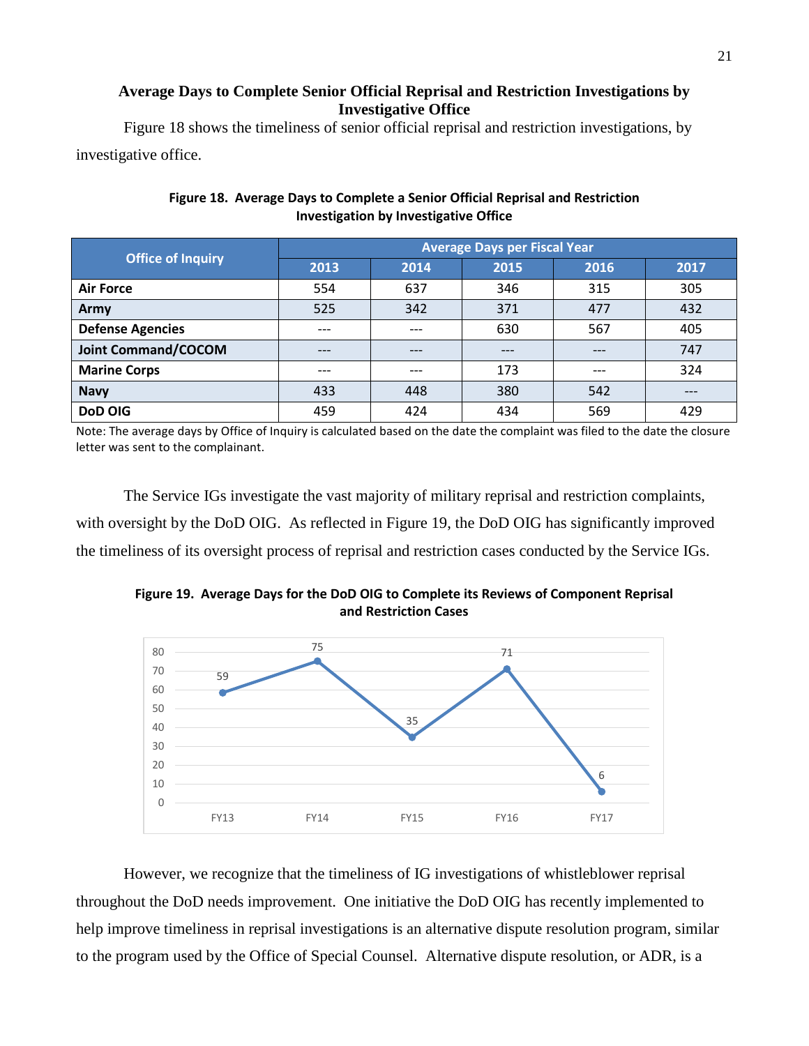### Average Days to Complete Senior Official Reprisal and Restriction Investigations by Investigative Office

Figure 18 shows the timeliness of senior official reprisal and restriction investigations, by investigative office.

**Figure 18. Average Days to Complete a Senior Official Reprisal and Restriction Investigation by Investigative Office**

| Office of Inquiry | Average Days per Fiscal Year | | | | |
|---|---|---|---|---|---|
| | 2013 | 2014 | 2015 | 2016 | 2017 |
| **Air Force** | 554 | 637 | 346 | 315 | 305 |
| **Army** | 525 | 342 | 371 | 477 | 432 |
| **Defense Agencies** | --- | --- | 630 | 567 | 405 |
| **Joint Command/COCOM** | --- | --- | --- | --- | 747 |
| **Marine Corps** | --- | --- | 173 | --- | 324 |
| **Navy** | 433 | 448 | 380 | 542 | --- |
| **DoD OIG** | 459 | 424 | 434 | 569 | 429 |

Note: The average days by Office of Inquiry is calculated based on the date the complaint was filed to the date the closure letter was sent to the complainant.

The Service IGs investigate the vast majority of military reprisal and restriction complaints, with oversight by the DoD OIG. As reflected in Figure 19, the DoD OIG has significantly improved the timeliness of its oversight process of reprisal and restriction cases conducted by the Service IGs.

**Figure 19. Average Days for the DoD OIG to Complete its Reviews of Component Reprisal and Restriction Cases**

| | FY13 | FY14 | FY15 | FY16 | FY17 |
|---|---|---|---|---|---|
| Average Days | 59 | 75 | 35 | 71 | 6 |

However, we recognize that the timeliness of IG investigations of whistleblower reprisal throughout the DoD needs improvement. One initiative the DoD OIG has recently implemented to help improve timeliness in reprisal investigations is an alternative dispute resolution program, similar to the program used by the Office of Special Counsel. Alternative dispute resolution, or ADR, is a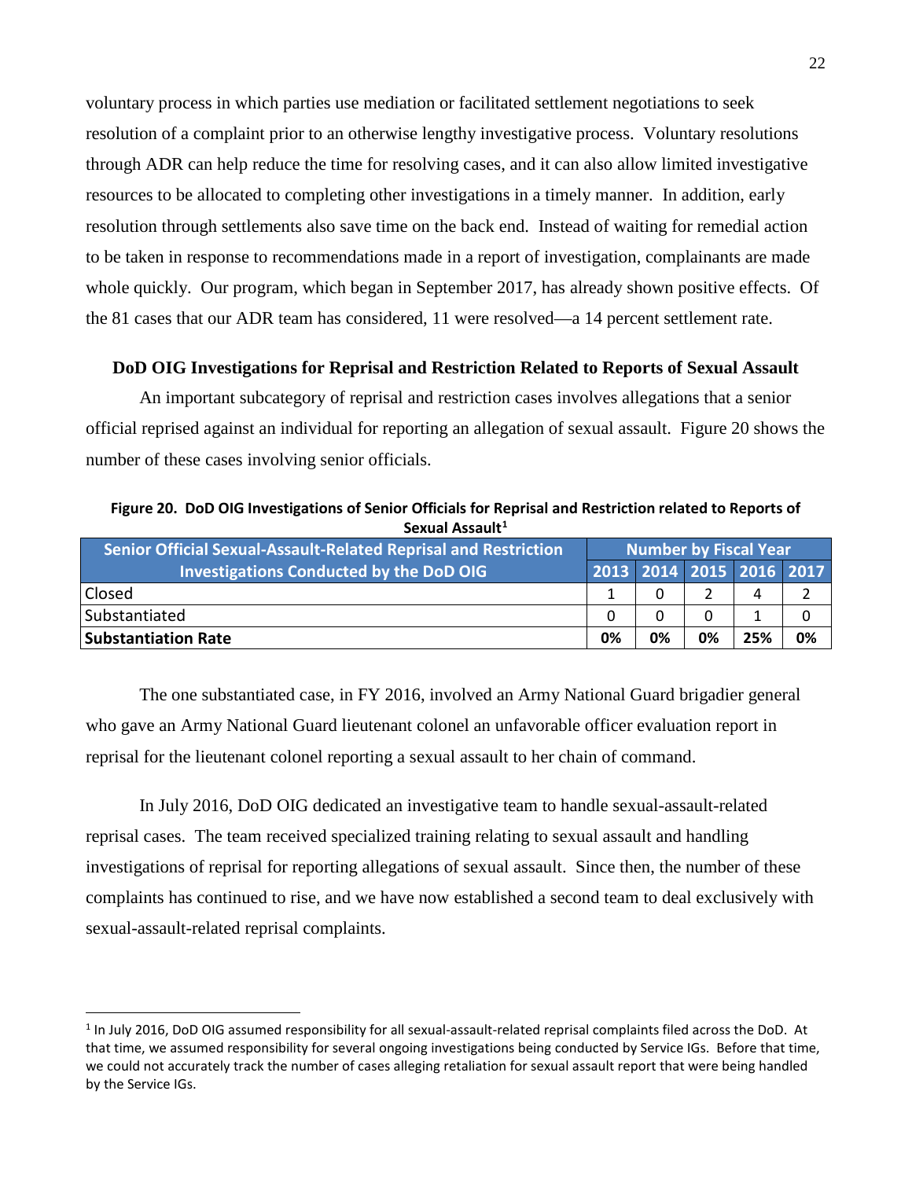voluntary process in which parties use mediation or facilitated settlement negotiations to seek resolution of a complaint prior to an otherwise lengthy investigative process. Voluntary resolutions through ADR can help reduce the time for resolving cases, and it can also allow limited investigative resources to be allocated to completing other investigations in a timely manner. In addition, early resolution through settlements also save time on the back end. Instead of waiting for remedial action to be taken in response to recommendations made in a report of investigation, complainants are made whole quickly. Our program, which began in September 2017, has already shown positive effects. Of the 81 cases that our ADR team has considered, 11 were resolved—a 14 percent settlement rate.

**DoD OIG Investigations for Reprisal and Restriction Related to Reports of Sexual Assault**

An important subcategory of reprisal and restriction cases involves allegations that a senior official reprised against an individual for reporting an allegation of sexual assault. Figure 20 shows the number of these cases involving senior officials.

**Figure 20. DoD OIG Investigations of Senior Officials for Reprisal and Restriction related to Reports of Sexual Assault[1]**

| Senior Official Sexual-Assault-Related Reprisal and Restriction Investigations Conducted by the DoD OIG | Number by Fiscal Year | | | | |
|---|---|---|---|---|---|
| | 2013 | 2014 | 2015 | 2016 | 2017 |
| Closed | 1 | 0 | 2 | 4 | 2 |
| Substantiated | 0 | 0 | 0 | 1 | 0 |
| **Substantiation Rate** | **0%** | **0%** | **0%** | **25%** | **0%** |

The one substantiated case, in FY 2016, involved an Army National Guard brigadier general who gave an Army National Guard lieutenant colonel an unfavorable officer evaluation report in reprisal for the lieutenant colonel reporting a sexual assault to her chain of command.

In July 2016, DoD OIG dedicated an investigative team to handle sexual-assault-related reprisal cases. The team received specialized training relating to sexual assault and handling investigations of reprisal for reporting allegations of sexual assault. Since then, the number of these complaints has continued to rise, and we have now established a second team to deal exclusively with sexual-assault-related reprisal complaints.

---

[1] In July 2016, DoD OIG assumed responsibility for all sexual-assault-related reprisal complaints filed across the DoD. At that time, we assumed responsibility for several ongoing investigations being conducted by Service IGs. Before that time, we could not accurately track the number of cases alleging retaliation for sexual assault report that were being handled by the Service IGs.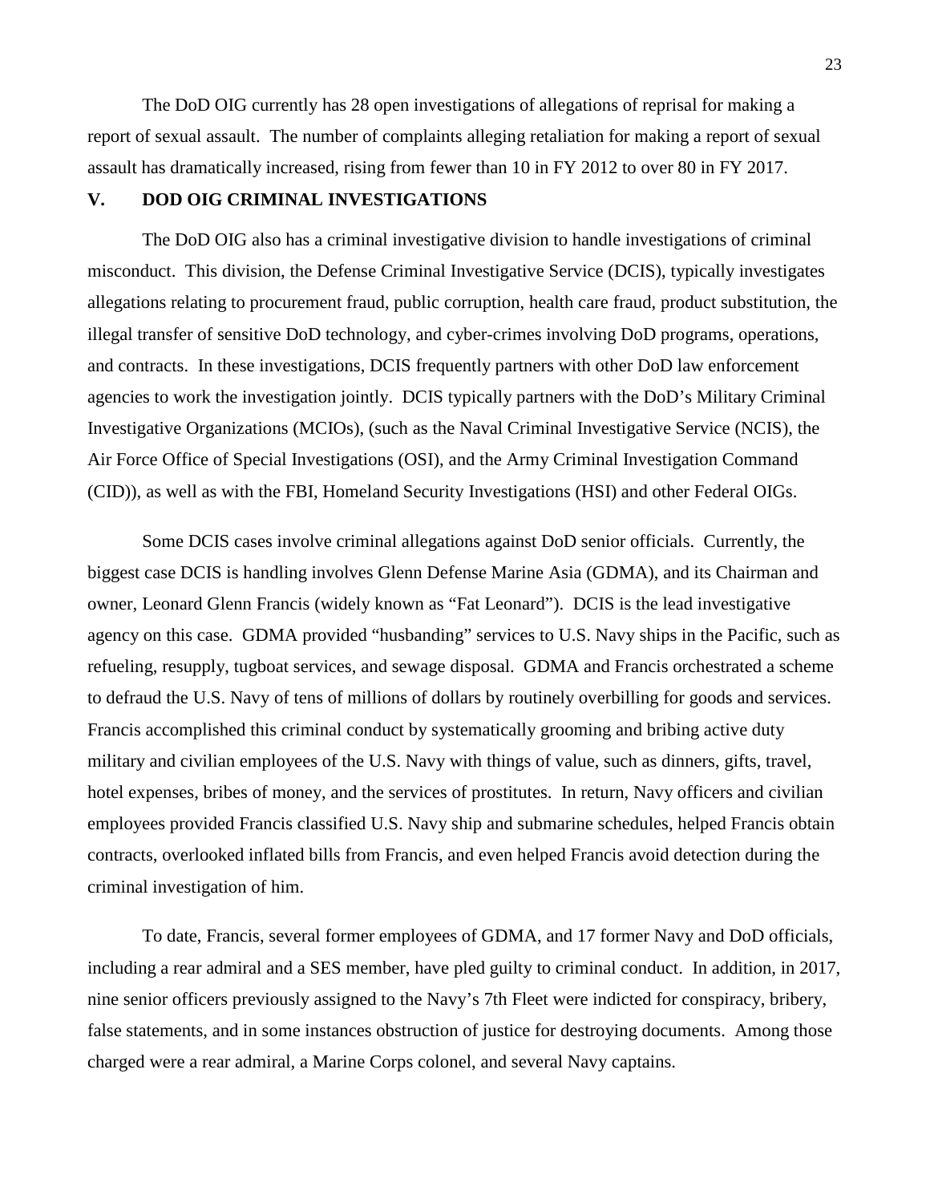The DoD OIG currently has 28 open investigations of allegations of reprisal for making a report of sexual assault. The number of complaints alleging retaliation for making a report of sexual assault has dramatically increased, rising from fewer than 10 in FY 2012 to over 80 in FY 2017.

## V. DOD OIG CRIMINAL INVESTIGATIONS

The DoD OIG also has a criminal investigative division to handle investigations of criminal misconduct. This division, the Defense Criminal Investigative Service (DCIS), typically investigates allegations relating to procurement fraud, public corruption, health care fraud, product substitution, the illegal transfer of sensitive DoD technology, and cyber-crimes involving DoD programs, operations, and contracts. In these investigations, DCIS frequently partners with other DoD law enforcement agencies to work the investigation jointly. DCIS typically partners with the DoD's Military Criminal Investigative Organizations (MCIOs), (such as the Naval Criminal Investigative Service (NCIS), the Air Force Office of Special Investigations (OSI), and the Army Criminal Investigation Command (CID)), as well as with the FBI, Homeland Security Investigations (HSI) and other Federal OIGs.

Some DCIS cases involve criminal allegations against DoD senior officials. Currently, the biggest case DCIS is handling involves Glenn Defense Marine Asia (GDMA), and its Chairman and owner, Leonard Glenn Francis (widely known as "Fat Leonard"). DCIS is the lead investigative agency on this case. GDMA provided "husbanding" services to U.S. Navy ships in the Pacific, such as refueling, resupply, tugboat services, and sewage disposal. GDMA and Francis orchestrated a scheme to defraud the U.S. Navy of tens of millions of dollars by routinely overbilling for goods and services. Francis accomplished this criminal conduct by systematically grooming and bribing active duty military and civilian employees of the U.S. Navy with things of value, such as dinners, gifts, travel, hotel expenses, bribes of money, and the services of prostitutes. In return, Navy officers and civilian employees provided Francis classified U.S. Navy ship and submarine schedules, helped Francis obtain contracts, overlooked inflated bills from Francis, and even helped Francis avoid detection during the criminal investigation of him.

To date, Francis, several former employees of GDMA, and 17 former Navy and DoD officials, including a rear admiral and a SES member, have pled guilty to criminal conduct. In addition, in 2017, nine senior officers previously assigned to the Navy's 7th Fleet were indicted for conspiracy, bribery, false statements, and in some instances obstruction of justice for destroying documents. Among those charged were a rear admiral, a Marine Corps colonel, and several Navy captains.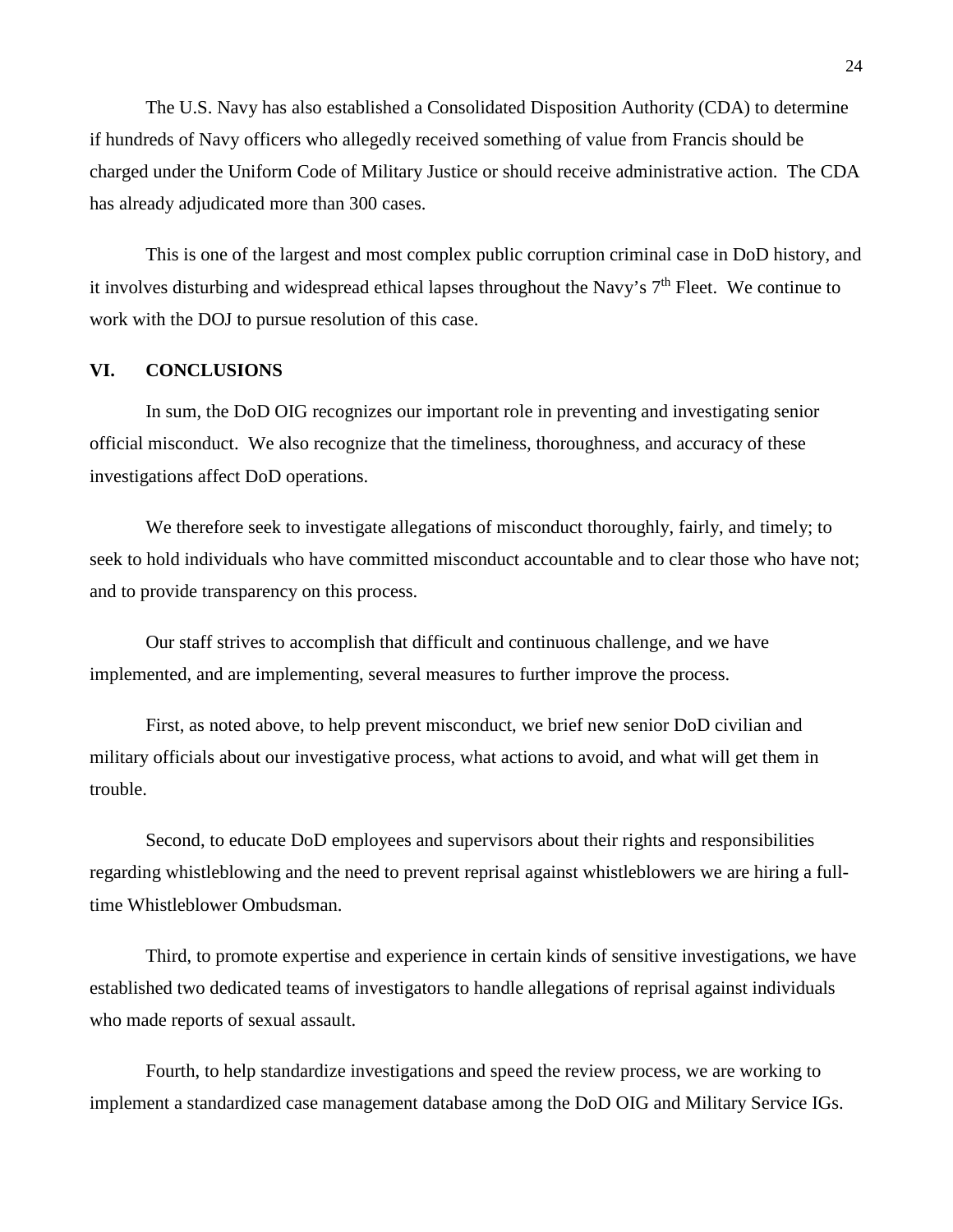The U.S. Navy has also established a Consolidated Disposition Authority (CDA) to determine if hundreds of Navy officers who allegedly received something of value from Francis should be charged under the Uniform Code of Military Justice or should receive administrative action. The CDA has already adjudicated more than 300 cases.

This is one of the largest and most complex public corruption criminal case in DoD history, and it involves disturbing and widespread ethical lapses throughout the Navy's 7th Fleet. We continue to work with the DOJ to pursue resolution of this case.

## VI. CONCLUSIONS

In sum, the DoD OIG recognizes our important role in preventing and investigating senior official misconduct. We also recognize that the timeliness, thoroughness, and accuracy of these investigations affect DoD operations.

We therefore seek to investigate allegations of misconduct thoroughly, fairly, and timely; to seek to hold individuals who have committed misconduct accountable and to clear those who have not; and to provide transparency on this process.

Our staff strives to accomplish that difficult and continuous challenge, and we have implemented, and are implementing, several measures to further improve the process.

First, as noted above, to help prevent misconduct, we brief new senior DoD civilian and military officials about our investigative process, what actions to avoid, and what will get them in trouble.

Second, to educate DoD employees and supervisors about their rights and responsibilities regarding whistleblowing and the need to prevent reprisal against whistleblowers we are hiring a full-time Whistleblower Ombudsman.

Third, to promote expertise and experience in certain kinds of sensitive investigations, we have established two dedicated teams of investigators to handle allegations of reprisal against individuals who made reports of sexual assault.

Fourth, to help standardize investigations and speed the review process, we are working to implement a standardized case management database among the DoD OIG and Military Service IGs.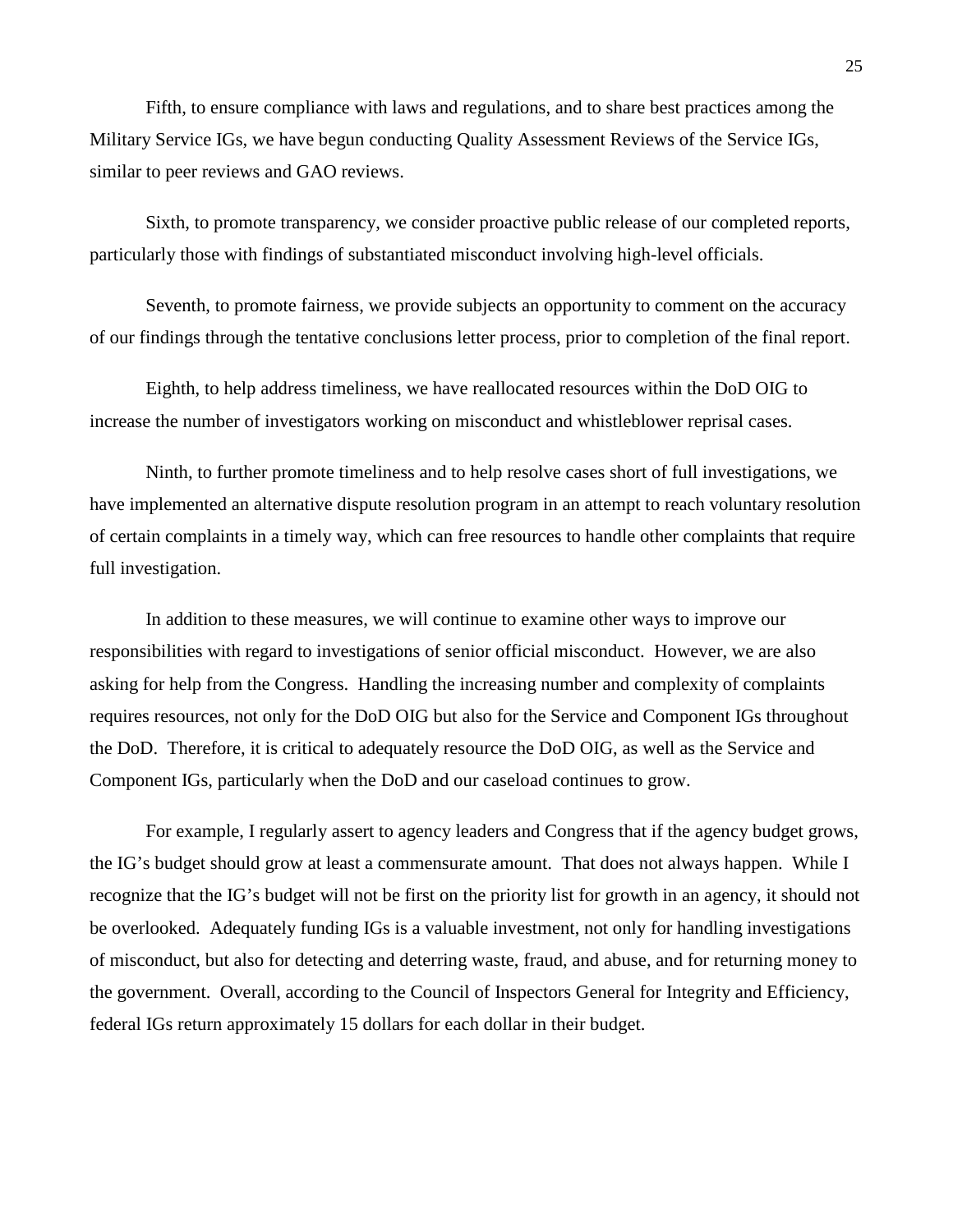Fifth, to ensure compliance with laws and regulations, and to share best practices among the Military Service IGs, we have begun conducting Quality Assessment Reviews of the Service IGs, similar to peer reviews and GAO reviews.

Sixth, to promote transparency, we consider proactive public release of our completed reports, particularly those with findings of substantiated misconduct involving high-level officials.

Seventh, to promote fairness, we provide subjects an opportunity to comment on the accuracy of our findings through the tentative conclusions letter process, prior to completion of the final report.

Eighth, to help address timeliness, we have reallocated resources within the DoD OIG to increase the number of investigators working on misconduct and whistleblower reprisal cases.

Ninth, to further promote timeliness and to help resolve cases short of full investigations, we have implemented an alternative dispute resolution program in an attempt to reach voluntary resolution of certain complaints in a timely way, which can free resources to handle other complaints that require full investigation.

In addition to these measures, we will continue to examine other ways to improve our responsibilities with regard to investigations of senior official misconduct. However, we are also asking for help from the Congress. Handling the increasing number and complexity of complaints requires resources, not only for the DoD OIG but also for the Service and Component IGs throughout the DoD. Therefore, it is critical to adequately resource the DoD OIG, as well as the Service and Component IGs, particularly when the DoD and our caseload continues to grow.

For example, I regularly assert to agency leaders and Congress that if the agency budget grows, the IG's budget should grow at least a commensurate amount. That does not always happen. While I recognize that the IG's budget will not be first on the priority list for growth in an agency, it should not be overlooked. Adequately funding IGs is a valuable investment, not only for handling investigations of misconduct, but also for detecting and deterring waste, fraud, and abuse, and for returning money to the government. Overall, according to the Council of Inspectors General for Integrity and Efficiency, federal IGs return approximately 15 dollars for each dollar in their budget.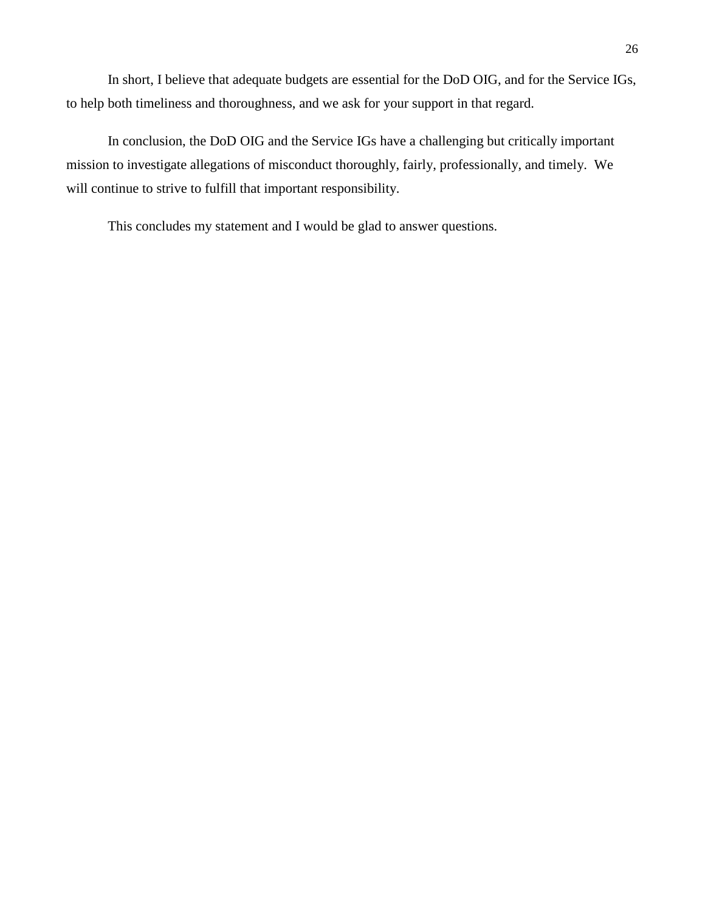In short, I believe that adequate budgets are essential for the DoD OIG, and for the Service IGs, to help both timeliness and thoroughness, and we ask for your support in that regard.

In conclusion, the DoD OIG and the Service IGs have a challenging but critically important mission to investigate allegations of misconduct thoroughly, fairly, professionally, and timely. We will continue to strive to fulfill that important responsibility.

This concludes my statement and I would be glad to answer questions.